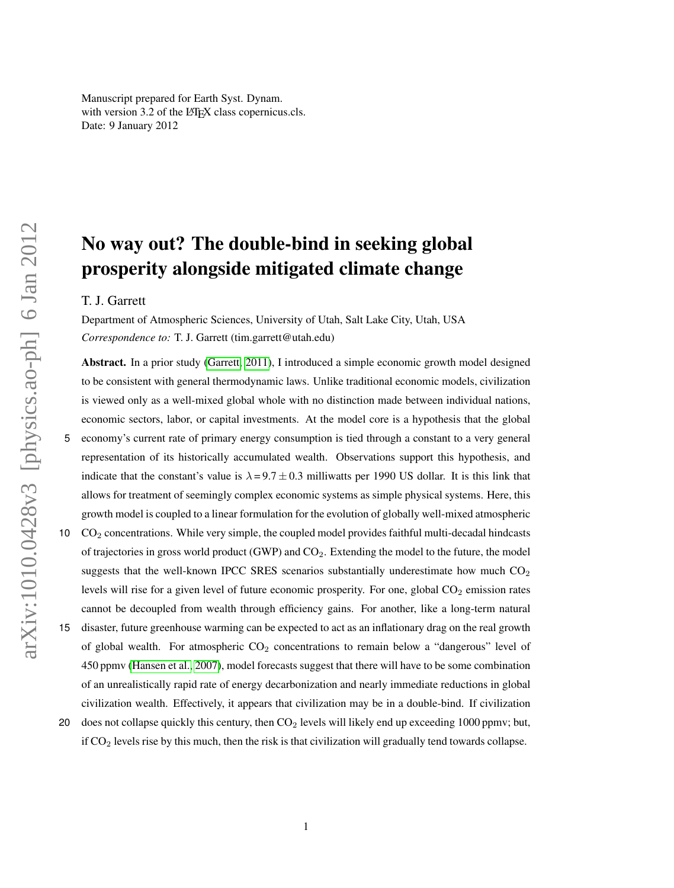Manuscript prepared for Earth Syst. Dynam.
with version 3.2 of the LaTeX class copernicus.cls.
Date: 9 January 2012

# No way out? The double-bind in seeking global prosperity alongside mitigated climate change

T. J. Garrett

Department of Atmospheric Sciences, University of Utah, Salt Lake City, Utah, USA

*Correspondence to:* T. J. Garrett (tim.garrett@utah.edu)

**Abstract.** In a prior study (Garrett, 2011), I introduced a simple economic growth model designed to be consistent with general thermodynamic laws. Unlike traditional economic models, civilization is viewed only as a well-mixed global whole with no distinction made between individual nations, economic sectors, labor, or capital investments. At the model core is a hypothesis that the global economy's current rate of primary energy consumption is tied through a constant to a very general representation of its historically accumulated wealth. Observations support this hypothesis, and indicate that the constant's value is $\lambda = 9.7 \pm 0.3$ milliwatts per 1990 US dollar. It is this link that allows for treatment of seemingly complex economic systems as simple physical systems. Here, this growth model is coupled to a linear formulation for the evolution of globally well-mixed atmospheric $CO_2$ concentrations. While very simple, the coupled model provides faithful multi-decadal hindcasts of trajectories in gross world product (GWP) and $CO_2$. Extending the model to the future, the model suggests that the well-known IPCC SRES scenarios substantially underestimate how much $CO_2$ levels will rise for a given level of future economic prosperity. For one, global $CO_2$ emission rates cannot be decoupled from wealth through efficiency gains. For another, like a long-term natural disaster, future greenhouse warming can be expected to act as an inflationary drag on the real growth of global wealth. For atmospheric $CO_2$ concentrations to remain below a "dangerous" level of 450 ppmv (Hansen et al., 2007), model forecasts suggest that there will have to be some combination of an unrealistically rapid rate of energy decarbonization and nearly immediate reductions in global civilization wealth. Effectively, it appears that civilization may be in a double-bind. If civilization does not collapse quickly this century, then $CO_2$ levels will likely end up exceeding 1000 ppmv; but, if $CO_2$ levels rise by this much, then the risk is that civilization will gradually tend towards collapse.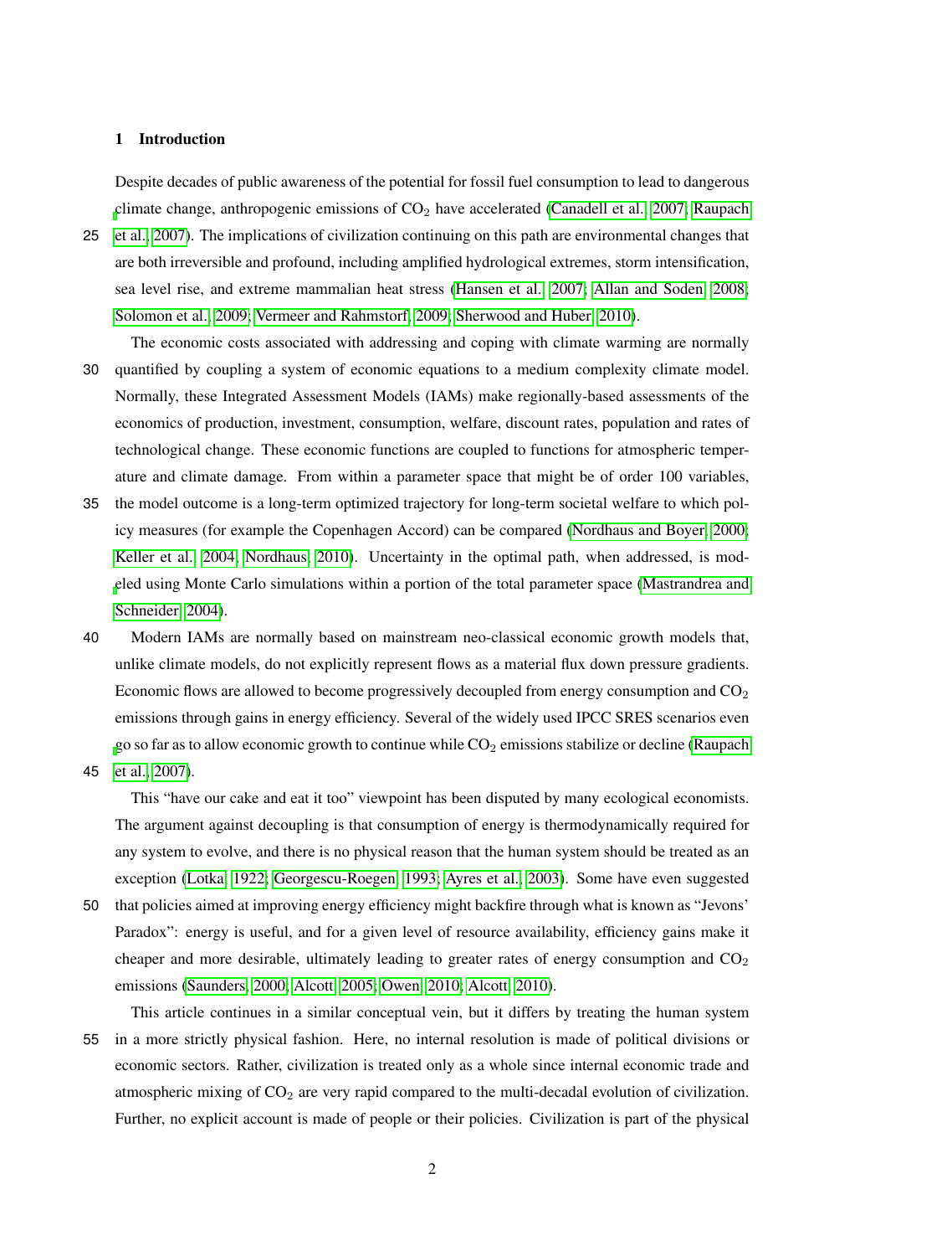## 1 Introduction

Despite decades of public awareness of the potential for fossil fuel consumption to lead to dangerous climate change, anthropogenic emissions of $CO_2$ have accelerated (Canadell et al., 2007; Raupach et al., 2007). The implications of civilization continuing on this path are environmental changes that are both irreversible and profound, including amplified hydrological extremes, storm intensification, sea level rise, and extreme mammalian heat stress (Hansen et al., 2007; Allan and Soden, 2008; Solomon et al., 2009; Vermeer and Rahmstorf, 2009; Sherwood and Huber, 2010).

The economic costs associated with addressing and coping with climate warming are normally quantified by coupling a system of economic equations to a medium complexity climate model. Normally, these Integrated Assessment Models (IAMs) make regionally-based assessments of the economics of production, investment, consumption, welfare, discount rates, population and rates of technological change. These economic functions are coupled to functions for atmospheric temperature and climate damage. From within a parameter space that might be of order 100 variables, the model outcome is a long-term optimized trajectory for long-term societal welfare to which policy measures (for example the Copenhagen Accord) can be compared (Nordhaus and Boyer, 2000; Keller et al., 2004; Nordhaus, 2010). Uncertainty in the optimal path, when addressed, is modeled using Monte Carlo simulations within a portion of the total parameter space (Mastrandrea and Schneider, 2004).

Modern IAMs are normally based on mainstream neo-classical economic growth models that, unlike climate models, do not explicitly represent flows as a material flux down pressure gradients. Economic flows are allowed to become progressively decoupled from energy consumption and $CO_2$ emissions through gains in energy efficiency. Several of the widely used IPCC SRES scenarios even go so far as to allow economic growth to continue while $CO_2$ emissions stabilize or decline (Raupach et al., 2007).

This "have our cake and eat it too" viewpoint has been disputed by many ecological economists. The argument against decoupling is that consumption of energy is thermodynamically required for any system to evolve, and there is no physical reason that the human system should be treated as an exception (Lotka, 1922; Georgescu-Roegen, 1993; Ayres et al., 2003). Some have even suggested that policies aimed at improving energy efficiency might backfire through what is known as "Jevons' Paradox": energy is useful, and for a given level of resource availability, efficiency gains make it cheaper and more desirable, ultimately leading to greater rates of energy consumption and $CO_2$ emissions (Saunders, 2000; Alcott, 2005; Owen, 2010; Alcott, 2010).

This article continues in a similar conceptual vein, but it differs by treating the human system in a more strictly physical fashion. Here, no internal resolution is made of political divisions or economic sectors. Rather, civilization is treated only as a whole since internal economic trade and atmospheric mixing of $CO_2$ are very rapid compared to the multi-decadal evolution of civilization. Further, no explicit account is made of people or their policies. Civilization is part of the physical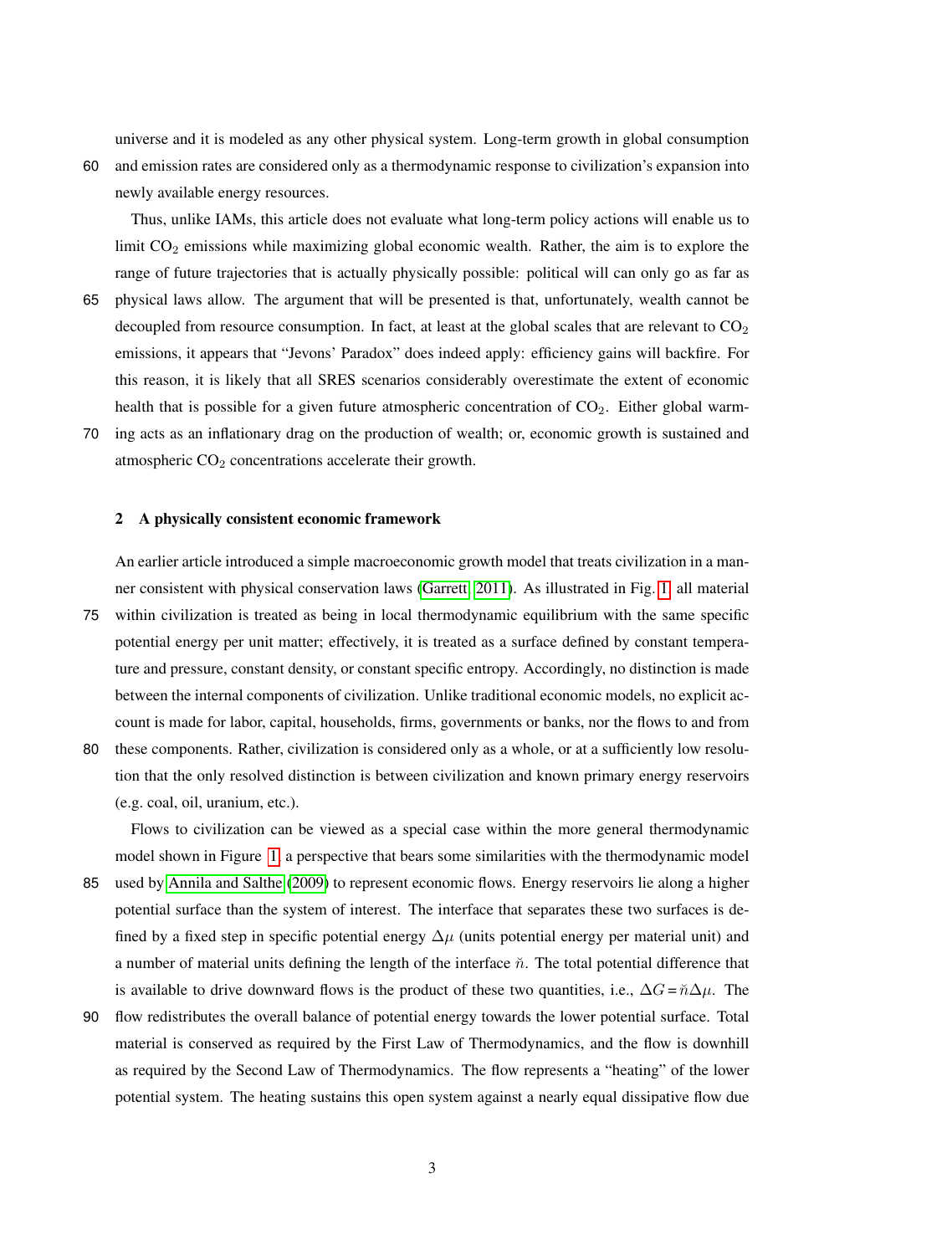universe and it is modeled as any other physical system. Long-term growth in global consumption and emission rates are considered only as a thermodynamic response to civilization's expansion into newly available energy resources.

Thus, unlike IAMs, this article does not evaluate what long-term policy actions will enable us to limit $CO_2$ emissions while maximizing global economic wealth. Rather, the aim is to explore the range of future trajectories that is actually physically possible: political will can only go as far as physical laws allow. The argument that will be presented is that, unfortunately, wealth cannot be decoupled from resource consumption. In fact, at least at the global scales that are relevant to $CO_2$ emissions, it appears that "Jevons' Paradox" does indeed apply: efficiency gains will backfire. For this reason, it is likely that all SRES scenarios considerably overestimate the extent of economic health that is possible for a given future atmospheric concentration of $CO_2$. Either global warming acts as an inflationary drag on the production of wealth; or, economic growth is sustained and atmospheric $CO_2$ concentrations accelerate their growth.

## 2 A physically consistent economic framework

An earlier article introduced a simple macroeconomic growth model that treats civilization in a manner consistent with physical conservation laws (Garrett, 2011). As illustrated in Fig. 1, all material within civilization is treated as being in local thermodynamic equilibrium with the same specific potential energy per unit matter; effectively, it is treated as a surface defined by constant temperature and pressure, constant density, or constant specific entropy. Accordingly, no distinction is made between the internal components of civilization. Unlike traditional economic models, no explicit account is made for labor, capital, households, firms, governments or banks, nor the flows to and from these components. Rather, civilization is considered only as a whole, or at a sufficiently low resolution that the only resolved distinction is between civilization and known primary energy reservoirs (e.g. coal, oil, uranium, etc.).

Flows to civilization can be viewed as a special case within the more general thermodynamic model shown in Figure 1, a perspective that bears some similarities with the thermodynamic model used by Annila and Salthe (2009) to represent economic flows. Energy reservoirs lie along a higher potential surface than the system of interest. The interface that separates these two surfaces is defined by a fixed step in specific potential energy $\Delta\mu$ (units potential energy per material unit) and a number of material units defining the length of the interface $\breve{n}$. The total potential difference that is available to drive downward flows is the product of these two quantities, i.e., $\Delta G = \breve{n}\Delta\mu$. The flow redistributes the overall balance of potential energy towards the lower potential surface. Total material is conserved as required by the First Law of Thermodynamics, and the flow is downhill as required by the Second Law of Thermodynamics. The flow represents a "heating" of the lower potential system. The heating sustains this open system against a nearly equal dissipative flow due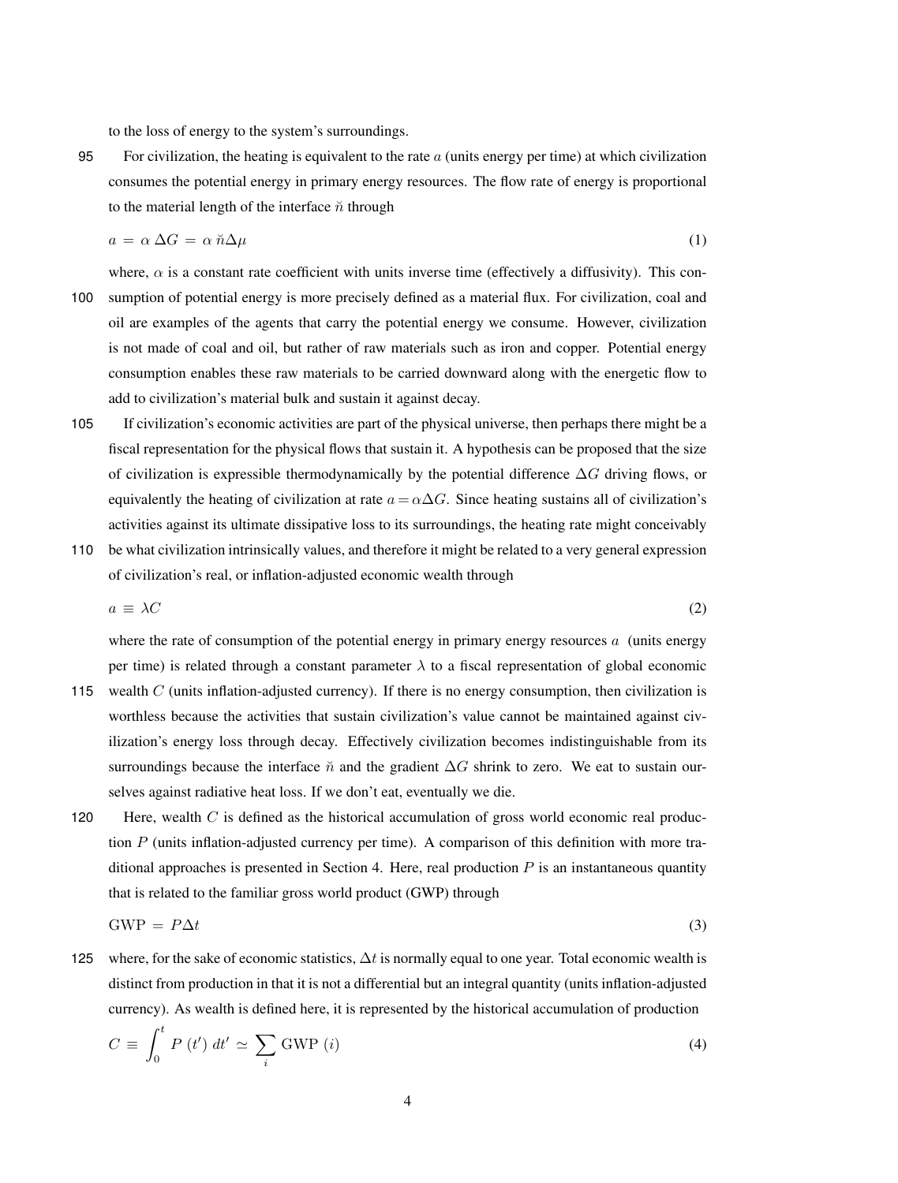to the loss of energy to the system's surroundings.

For civilization, the heating is equivalent to the rate $a$ (units energy per time) at which civilization consumes the potential energy in primary energy resources. The flow rate of energy is proportional to the material length of the interface $\breve{n}$ through

$$a = \alpha \, \Delta G = \alpha \, \breve{n} \Delta\mu \tag{1}$$

where, $\alpha$ is a constant rate coefficient with units inverse time (effectively a diffusivity). This consumption of potential energy is more precisely defined as a material flux. For civilization, coal and oil are examples of the agents that carry the potential energy we consume. However, civilization is not made of coal and oil, but rather of raw materials such as iron and copper. Potential energy consumption enables these raw materials to be carried downward along with the energetic flow to add to civilization's material bulk and sustain it against decay.

If civilization's economic activities are part of the physical universe, then perhaps there might be a fiscal representation for the physical flows that sustain it. A hypothesis can be proposed that the size of civilization is expressible thermodynamically by the potential difference $\Delta G$ driving flows, or equivalently the heating of civilization at rate $a = \alpha\Delta G$. Since heating sustains all of civilization's activities against its ultimate dissipative loss to its surroundings, the heating rate might conceivably be what civilization intrinsically values, and therefore it might be related to a very general expression of civilization's real, or inflation-adjusted economic wealth through

$$a \equiv \lambda C \tag{2}$$

where the rate of consumption of the potential energy in primary energy resources $a$ (units energy per time) is related through a constant parameter $\lambda$ to a fiscal representation of global economic wealth $C$ (units inflation-adjusted currency). If there is no energy consumption, then civilization is worthless because the activities that sustain civilization's value cannot be maintained against civilization's energy loss through decay. Effectively civilization becomes indistinguishable from its surroundings because the interface $\breve{n}$ and the gradient $\Delta G$ shrink to zero. We eat to sustain ourselves against radiative heat loss. If we don't eat, eventually we die.

Here, wealth $C$ is defined as the historical accumulation of gross world economic real production $P$ (units inflation-adjusted currency per time). A comparison of this definition with more traditional approaches is presented in Section 4. Here, real production $P$ is an instantaneous quantity that is related to the familiar gross world product (GWP) through

$$\text{GWP} = P\Delta t \tag{3}$$

where, for the sake of economic statistics, $\Delta t$ is normally equal to one year. Total economic wealth is distinct from production in that it is not a differential but an integral quantity (units inflation-adjusted currency). As wealth is defined here, it is represented by the historical accumulation of production

$$C \equiv \int_0^t P\,(t')\,dt' \simeq \sum_i \text{GWP}\,(i) \tag{4}$$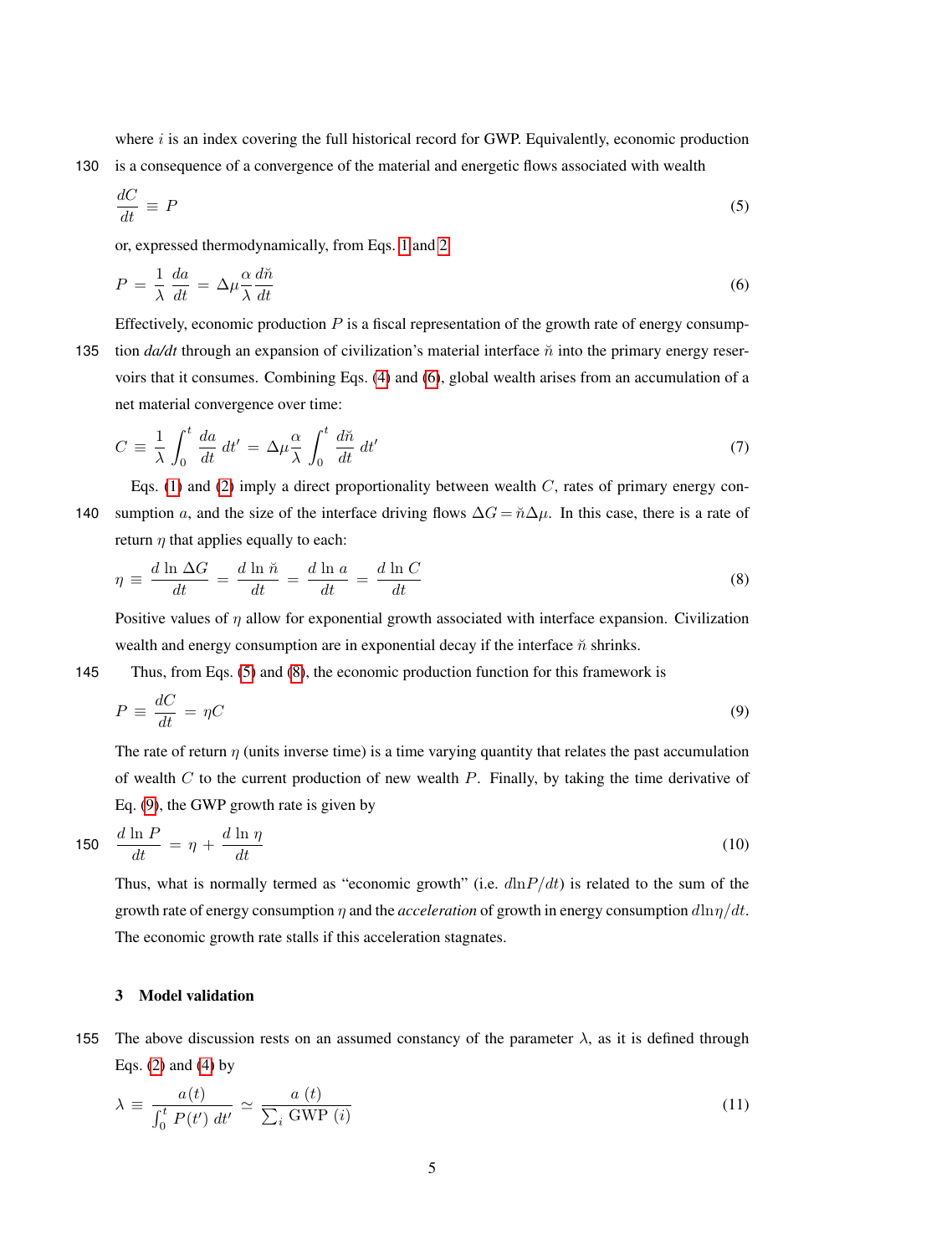where $i$ is an index covering the full historical record for GWP. Equivalently, economic production is a consequence of a convergence of the material and energetic flows associated with wealth

$$\frac{dC}{dt} \equiv P \tag{5}$$

or, expressed thermodynamically, from Eqs. 1 and 2

$$P = \frac{1}{\lambda}\frac{da}{dt} = \Delta\mu\frac{\alpha}{\lambda}\frac{d\breve{n}}{dt} \tag{6}$$

Effectively, economic production $P$ is a fiscal representation of the growth rate of energy consumption *da/dt* through an expansion of civilization's material interface $\breve{n}$ into the primary energy reservoirs that it consumes. Combining Eqs. (4) and (6), global wealth arises from an accumulation of a net material convergence over time:

$$C = \frac{1}{\lambda}\int_0^t \frac{da}{dt}\,dt' = \Delta\mu\frac{\alpha}{\lambda}\int_0^t \frac{d\breve{n}}{dt}\,dt' \tag{7}$$

Eqs. (1) and (2) imply a direct proportionality between wealth $C$, rates of primary energy consumption $a$, and the size of the interface driving flows $\Delta G = \breve{n}\Delta\mu$. In this case, there is a rate of return $\eta$ that applies equally to each:

$$\eta \equiv \frac{d\,\ln\Delta G}{dt} = \frac{d\,\ln\breve{n}}{dt} = \frac{d\,\ln a}{dt} = \frac{d\,\ln C}{dt} \tag{8}$$

Positive values of $\eta$ allow for exponential growth associated with interface expansion. Civilization wealth and energy consumption are in exponential decay if the interface $\breve{n}$ shrinks.

Thus, from Eqs. (5) and (8), the economic production function for this framework is

$$P \equiv \frac{dC}{dt} = \eta C \tag{9}$$

The rate of return $\eta$ (units inverse time) is a time varying quantity that relates the past accumulation of wealth $C$ to the current production of new wealth $P$. Finally, by taking the time derivative of Eq. (9), the GWP growth rate is given by

$$\frac{d\,\ln P}{dt} = \eta + \frac{d\,\ln\eta}{dt} \tag{10}$$

Thus, what is normally termed as "economic growth" (i.e. $d\ln P/dt$) is related to the sum of the growth rate of energy consumption $\eta$ and the *acceleration* of growth in energy consumption $d\ln\eta/dt$. The economic growth rate stalls if this acceleration stagnates.

## 3 Model validation

The above discussion rests on an assumed constancy of the parameter $\lambda$, as it is defined through Eqs. (2) and (4) by

$$\lambda \equiv \frac{a(t)}{\int_0^t P(t')\,dt'} \simeq \frac{a\ (t)}{\sum_i \text{GWP}\ (i)} \tag{11}$$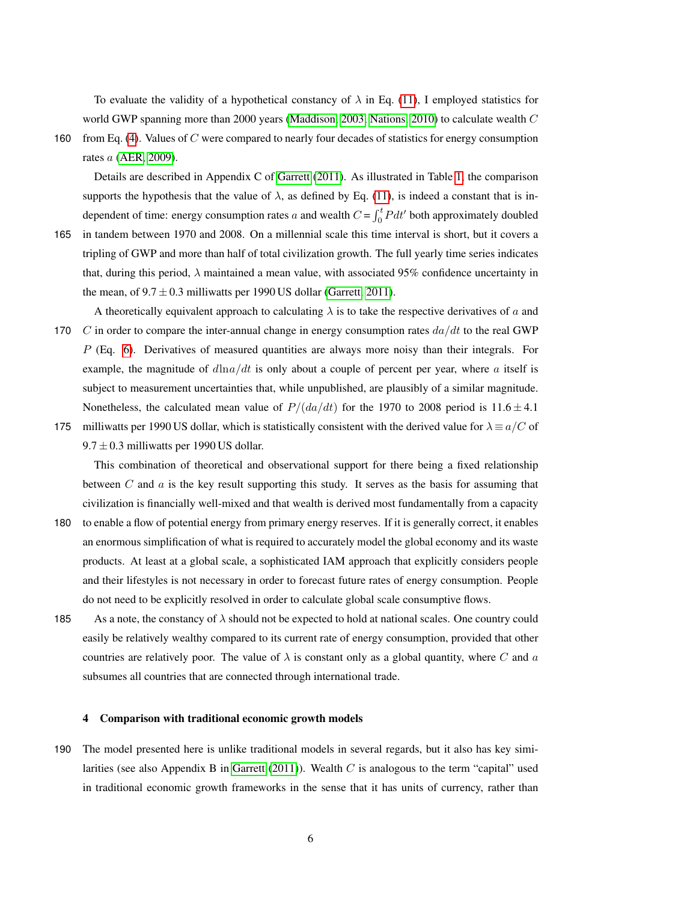To evaluate the validity of a hypothetical constancy of $\lambda$ in Eq. (11), I employed statistics for world GWP spanning more than 2000 years (Maddison, 2003; Nations, 2010) to calculate wealth $C$ from Eq. (4). Values of $C$ were compared to nearly four decades of statistics for energy consumption rates $a$ (AER, 2009).

Details are described in Appendix C of Garrett (2011). As illustrated in Table 1, the comparison supports the hypothesis that the value of $\lambda$, as defined by Eq. (11), is indeed a constant that is independent of time: energy consumption rates $a$ and wealth $C = \int_0^t P dt'$ both approximately doubled in tandem between 1970 and 2008. On a millennial scale this time interval is short, but it covers a tripling of GWP and more than half of total civilization growth. The full yearly time series indicates that, during this period, $\lambda$ maintained a mean value, with associated 95% confidence uncertainty in the mean, of $9.7 \pm 0.3$ milliwatts per 1990 US dollar (Garrett, 2011).

A theoretically equivalent approach to calculating $\lambda$ is to take the respective derivatives of $a$ and $C$ in order to compare the inter-annual change in energy consumption rates $da/dt$ to the real GWP $P$ (Eq. 6). Derivatives of measured quantities are always more noisy than their integrals. For example, the magnitude of $d\ln a/dt$ is only about a couple of percent per year, where $a$ itself is subject to measurement uncertainties that, while unpublished, are plausibly of a similar magnitude. Nonetheless, the calculated mean value of $P/(da/dt)$ for the 1970 to 2008 period is $11.6 \pm 4.1$ milliwatts per 1990 US dollar, which is statistically consistent with the derived value for $\lambda \equiv a/C$ of $9.7 \pm 0.3$ milliwatts per 1990 US dollar.

This combination of theoretical and observational support for there being a fixed relationship between $C$ and $a$ is the key result supporting this study. It serves as the basis for assuming that civilization is financially well-mixed and that wealth is derived most fundamentally from a capacity to enable a flow of potential energy from primary energy reserves. If it is generally correct, it enables an enormous simplification of what is required to accurately model the global economy and its waste products. At least at a global scale, a sophisticated IAM approach that explicitly considers people and their lifestyles is not necessary in order to forecast future rates of energy consumption. People do not need to be explicitly resolved in order to calculate global scale consumptive flows.

As a note, the constancy of $\lambda$ should not be expected to hold at national scales. One country could easily be relatively wealthy compared to its current rate of energy consumption, provided that other countries are relatively poor. The value of $\lambda$ is constant only as a global quantity, where $C$ and $a$ subsumes all countries that are connected through international trade.

## 4 Comparison with traditional economic growth models

The model presented here is unlike traditional models in several regards, but it also has key similarities (see also Appendix B in Garrett (2011)). Wealth $C$ is analogous to the term "capital" used in traditional economic growth frameworks in the sense that it has units of currency, rather than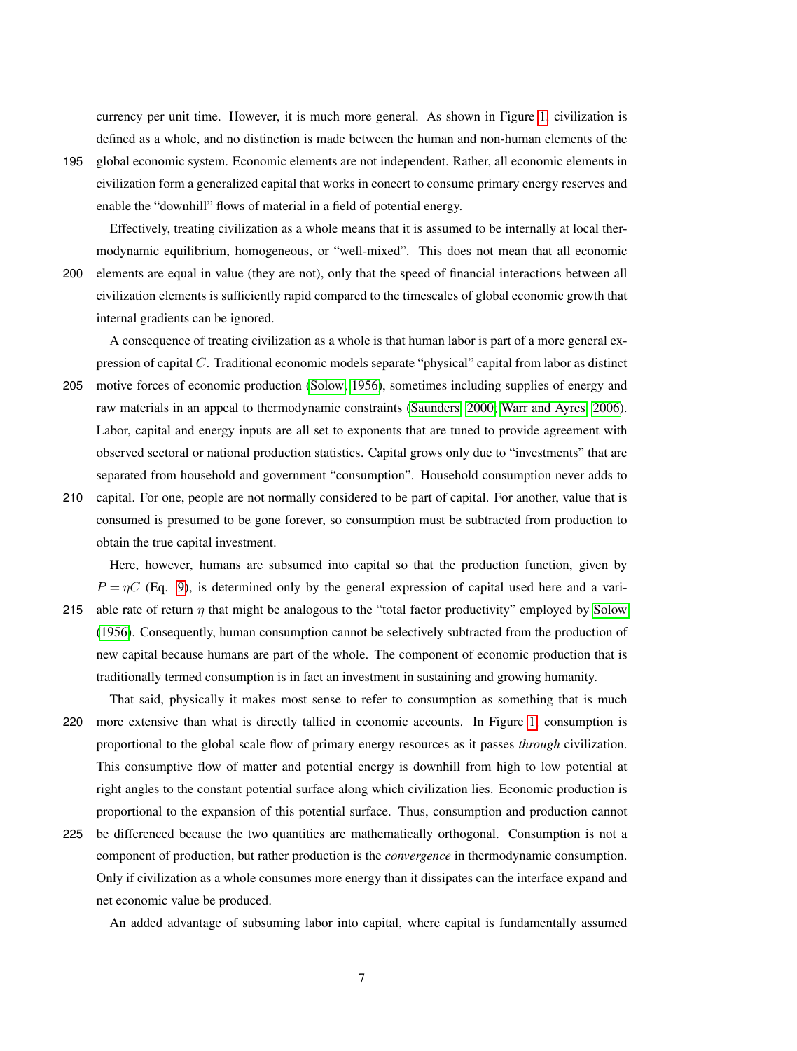currency per unit time. However, it is much more general. As shown in Figure 1, civilization is defined as a whole, and no distinction is made between the human and non-human elements of the global economic system. Economic elements are not independent. Rather, all economic elements in civilization form a generalized capital that works in concert to consume primary energy reserves and enable the "downhill" flows of material in a field of potential energy.

Effectively, treating civilization as a whole means that it is assumed to be internally at local thermodynamic equilibrium, homogeneous, or "well-mixed". This does not mean that all economic elements are equal in value (they are not), only that the speed of financial interactions between all civilization elements is sufficiently rapid compared to the timescales of global economic growth that internal gradients can be ignored.

A consequence of treating civilization as a whole is that human labor is part of a more general expression of capital $C$. Traditional economic models separate "physical" capital from labor as distinct motive forces of economic production (Solow, 1956), sometimes including supplies of energy and raw materials in an appeal to thermodynamic constraints (Saunders, 2000; Warr and Ayres, 2006). Labor, capital and energy inputs are all set to exponents that are tuned to provide agreement with observed sectoral or national production statistics. Capital grows only due to "investments" that are separated from household and government "consumption". Household consumption never adds to capital. For one, people are not normally considered to be part of capital. For another, value that is consumed is presumed to be gone forever, so consumption must be subtracted from production to obtain the true capital investment.

Here, however, humans are subsumed into capital so that the production function, given by $P = \eta C$ (Eq. 9), is determined only by the general expression of capital used here and a variable rate of return $\eta$ that might be analogous to the "total factor productivity" employed by Solow (1956). Consequently, human consumption cannot be selectively subtracted from the production of new capital because humans are part of the whole. The component of economic production that is traditionally termed consumption is in fact an investment in sustaining and growing humanity.

That said, physically it makes most sense to refer to consumption as something that is much more extensive than what is directly tallied in economic accounts. In Figure 1, consumption is proportional to the global scale flow of primary energy resources as it passes *through* civilization. This consumptive flow of matter and potential energy is downhill from high to low potential at right angles to the constant potential surface along which civilization lies. Economic production is proportional to the expansion of this potential surface. Thus, consumption and production cannot be differenced because the two quantities are mathematically orthogonal. Consumption is not a component of production, but rather production is the *convergence* in thermodynamic consumption. Only if civilization as a whole consumes more energy than it dissipates can the interface expand and net economic value be produced.

An added advantage of subsuming labor into capital, where capital is fundamentally assumed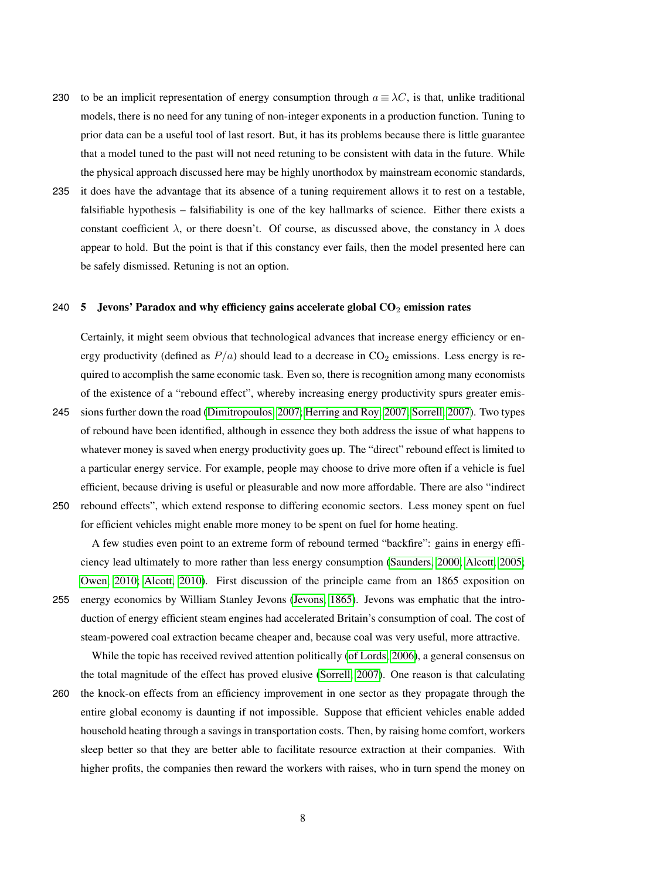to be an implicit representation of energy consumption through $a \equiv \lambda C$, is that, unlike traditional models, there is no need for any tuning of non-integer exponents in a production function. Tuning to prior data can be a useful tool of last resort. But, it has its problems because there is little guarantee that a model tuned to the past will not need retuning to be consistent with data in the future. While the physical approach discussed here may be highly unorthodox by mainstream economic standards, it does have the advantage that its absence of a tuning requirement allows it to rest on a testable, falsifiable hypothesis – falsifiability is one of the key hallmarks of science. Either there exists a constant coefficient $\lambda$, or there doesn't. Of course, as discussed above, the constancy in $\lambda$ does appear to hold. But the point is that if this constancy ever fails, then the model presented here can be safely dismissed. Retuning is not an option.

## 5 Jevons' Paradox and why efficiency gains accelerate global $CO_2$ emission rates

Certainly, it might seem obvious that technological advances that increase energy efficiency or energy productivity (defined as $P/a$) should lead to a decrease in $CO_2$ emissions. Less energy is required to accomplish the same economic task. Even so, there is recognition among many economists of the existence of a "rebound effect", whereby increasing energy productivity spurs greater emissions further down the road (Dimitropoulos, 2007; Herring and Roy, 2007; Sorrell, 2007). Two types of rebound have been identified, although in essence they both address the issue of what happens to whatever money is saved when energy productivity goes up. The "direct" rebound effect is limited to a particular energy service. For example, people may choose to drive more often if a vehicle is fuel efficient, because driving is useful or pleasurable and now more affordable. There are also "indirect rebound effects", which extend response to differing economic sectors. Less money spent on fuel for efficient vehicles might enable more money to be spent on fuel for home heating.

A few studies even point to an extreme form of rebound termed "backfire": gains in energy efficiency lead ultimately to more rather than less energy consumption (Saunders, 2000; Alcott, 2005; Owen, 2010; Alcott, 2010). First discussion of the principle came from an 1865 exposition on energy economics by William Stanley Jevons (Jevons, 1865). Jevons was emphatic that the introduction of energy efficient steam engines had accelerated Britain's consumption of coal. The cost of steam-powered coal extraction became cheaper and, because coal was very useful, more attractive.

While the topic has received revived attention politically (of Lords, 2006), a general consensus on the total magnitude of the effect has proved elusive (Sorrell, 2007). One reason is that calculating the knock-on effects from an efficiency improvement in one sector as they propagate through the entire global economy is daunting if not impossible. Suppose that efficient vehicles enable added household heating through a savings in transportation costs. Then, by raising home comfort, workers sleep better so that they are better able to facilitate resource extraction at their companies. With higher profits, the companies then reward the workers with raises, who in turn spend the money on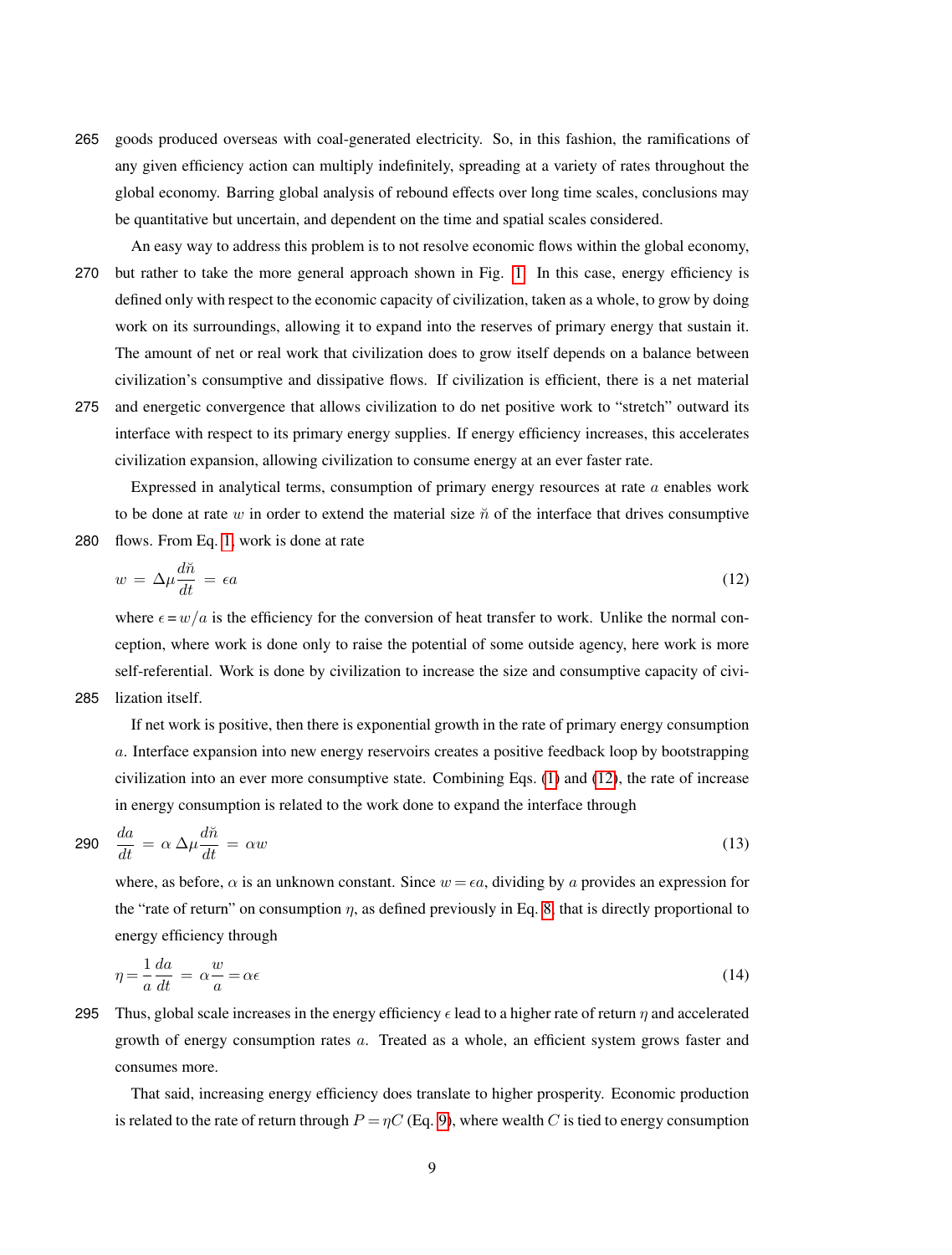goods produced overseas with coal-generated electricity. So, in this fashion, the ramifications of any given efficiency action can multiply indefinitely, spreading at a variety of rates throughout the global economy. Barring global analysis of rebound effects over long time scales, conclusions may be quantitative but uncertain, and dependent on the time and spatial scales considered.

An easy way to address this problem is to not resolve economic flows within the global economy, but rather to take the more general approach shown in Fig. 1. In this case, energy efficiency is defined only with respect to the economic capacity of civilization, taken as a whole, to grow by doing work on its surroundings, allowing it to expand into the reserves of primary energy that sustain it. The amount of net or real work that civilization does to grow itself depends on a balance between civilization's consumptive and dissipative flows. If civilization is efficient, there is a net material and energetic convergence that allows civilization to do net positive work to "stretch" outward its interface with respect to its primary energy supplies. If energy efficiency increases, this accelerates civilization expansion, allowing civilization to consume energy at an ever faster rate.

Expressed in analytical terms, consumption of primary energy resources at rate $a$ enables work to be done at rate $w$ in order to extend the material size $\breve{n}$ of the interface that drives consumptive flows. From Eq. 1, work is done at rate

$$w = \Delta\mu \frac{d\breve{n}}{dt} = \epsilon a \tag{12}$$

where $\epsilon = w/a$ is the efficiency for the conversion of heat transfer to work. Unlike the normal conception, where work is done only to raise the potential of some outside agency, here work is more self-referential. Work is done by civilization to increase the size and consumptive capacity of civilization itself.

If net work is positive, then there is exponential growth in the rate of primary energy consumption $a$. Interface expansion into new energy reservoirs creates a positive feedback loop by bootstrapping civilization into an ever more consumptive state. Combining Eqs. (1) and (12), the rate of increase in energy consumption is related to the work done to expand the interface through

$$\frac{da}{dt} = \alpha\, \Delta\mu \frac{d\breve{n}}{dt} = \alpha w \tag{13}$$

where, as before, $\alpha$ is an unknown constant. Since $w = \epsilon a$, dividing by $a$ provides an expression for the "rate of return" on consumption $\eta$, as defined previously in Eq. 8, that is directly proportional to energy efficiency through

$$\eta = \frac{1}{a}\frac{da}{dt} = \alpha \frac{w}{a} = \alpha\epsilon \tag{14}$$

Thus, global scale increases in the energy efficiency $\epsilon$ lead to a higher rate of return $\eta$ and accelerated growth of energy consumption rates $a$. Treated as a whole, an efficient system grows faster and consumes more.

That said, increasing energy efficiency does translate to higher prosperity. Economic production is related to the rate of return through $P = \eta C$ (Eq. 9), where wealth $C$ is tied to energy consumption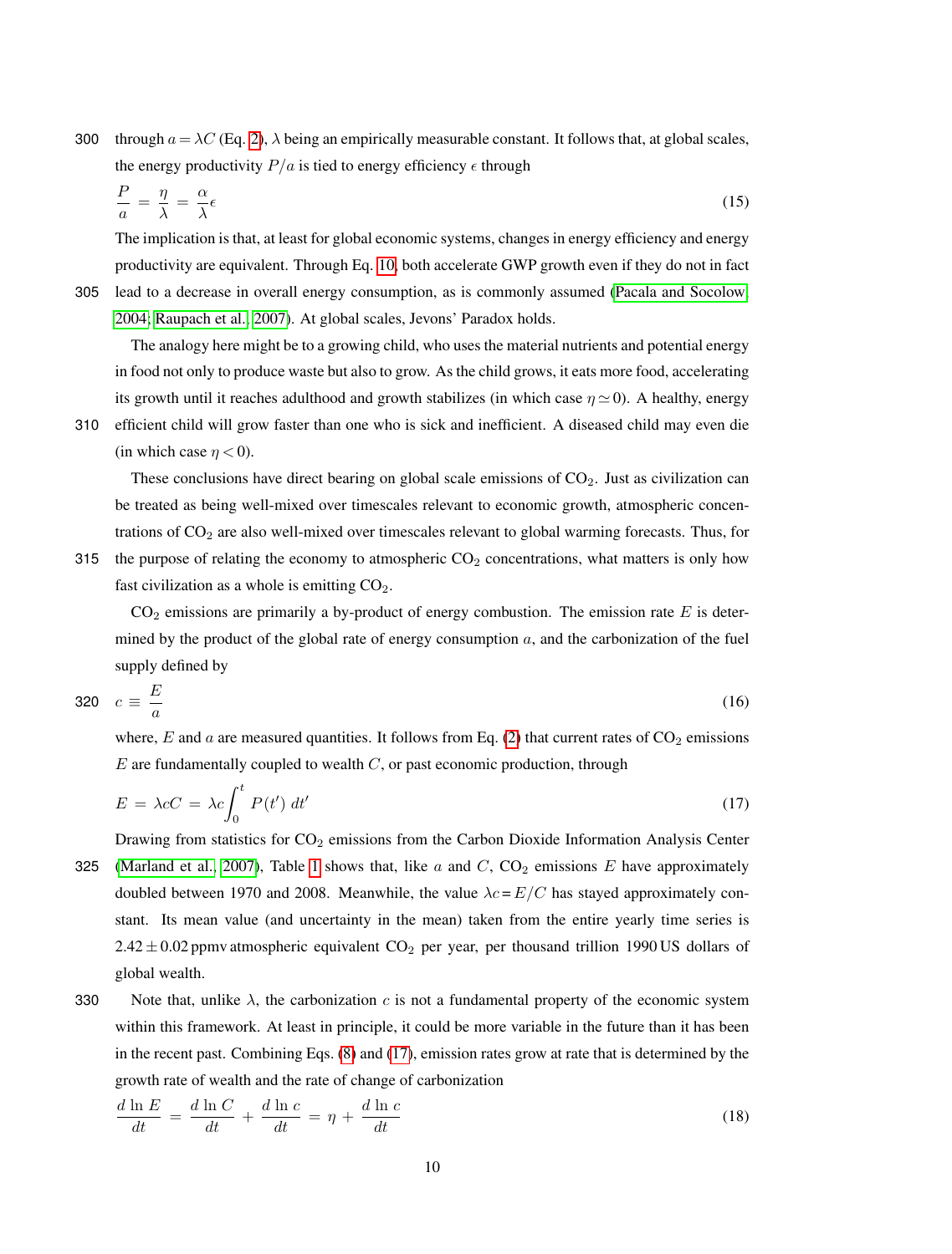through $a = \lambda C$ (Eq. 2), $\lambda$ being an empirically measurable constant. It follows that, at global scales, the energy productivity $P/a$ is tied to energy efficiency $\epsilon$ through

$$\frac{P}{a} = \frac{\eta}{\lambda} = \frac{\alpha}{\lambda}\epsilon \tag{15}$$

The implication is that, at least for global economic systems, changes in energy efficiency and energy productivity are equivalent. Through Eq. 10, both accelerate GWP growth even if they do not in fact lead to a decrease in overall energy consumption, as is commonly assumed (Pacala and Socolow, 2004; Raupach et al., 2007). At global scales, Jevons' Paradox holds.

The analogy here might be to a growing child, who uses the material nutrients and potential energy in food not only to produce waste but also to grow. As the child grows, it eats more food, accelerating its growth until it reaches adulthood and growth stabilizes (in which case $\eta \simeq 0$). A healthy, energy efficient child will grow faster than one who is sick and inefficient. A diseased child may even die (in which case $\eta < 0$).

These conclusions have direct bearing on global scale emissions of $CO_2$. Just as civilization can be treated as being well-mixed over timescales relevant to economic growth, atmospheric concentrations of $CO_2$ are also well-mixed over timescales relevant to global warming forecasts. Thus, for the purpose of relating the economy to atmospheric $CO_2$ concentrations, what matters is only how fast civilization as a whole is emitting $CO_2$.

$CO_2$ emissions are primarily a by-product of energy combustion. The emission rate $E$ is determined by the product of the global rate of energy consumption $a$, and the carbonization of the fuel supply defined by

$$c \equiv \frac{E}{a} \tag{16}$$

where, $E$ and $a$ are measured quantities. It follows from Eq. (2) that current rates of $CO_2$ emissions $E$ are fundamentally coupled to wealth $C$, or past economic production, through

$$E = \lambda c C = \lambda c \int_0^t P(t')\, dt' \tag{17}$$

Drawing from statistics for $CO_2$ emissions from the Carbon Dioxide Information Analysis Center (Marland et al., 2007), Table 1 shows that, like $a$ and $C$, $CO_2$ emissions $E$ have approximately doubled between 1970 and 2008. Meanwhile, the value $\lambda c = E/C$ has stayed approximately constant. Its mean value (and uncertainty in the mean) taken from the entire yearly time series is $2.42 \pm 0.02$ ppmv atmospheric equivalent $CO_2$ per year, per thousand trillion 1990 US dollars of global wealth.

Note that, unlike $\lambda$, the carbonization $c$ is not a fundamental property of the economic system within this framework. At least in principle, it could be more variable in the future than it has been in the recent past. Combining Eqs. (8) and (17), emission rates grow at rate that is determined by the growth rate of wealth and the rate of change of carbonization

$$\frac{d\ln E}{dt} = \frac{d\ln C}{dt} + \frac{d\ln c}{dt} = \eta + \frac{d\ln c}{dt} \tag{18}$$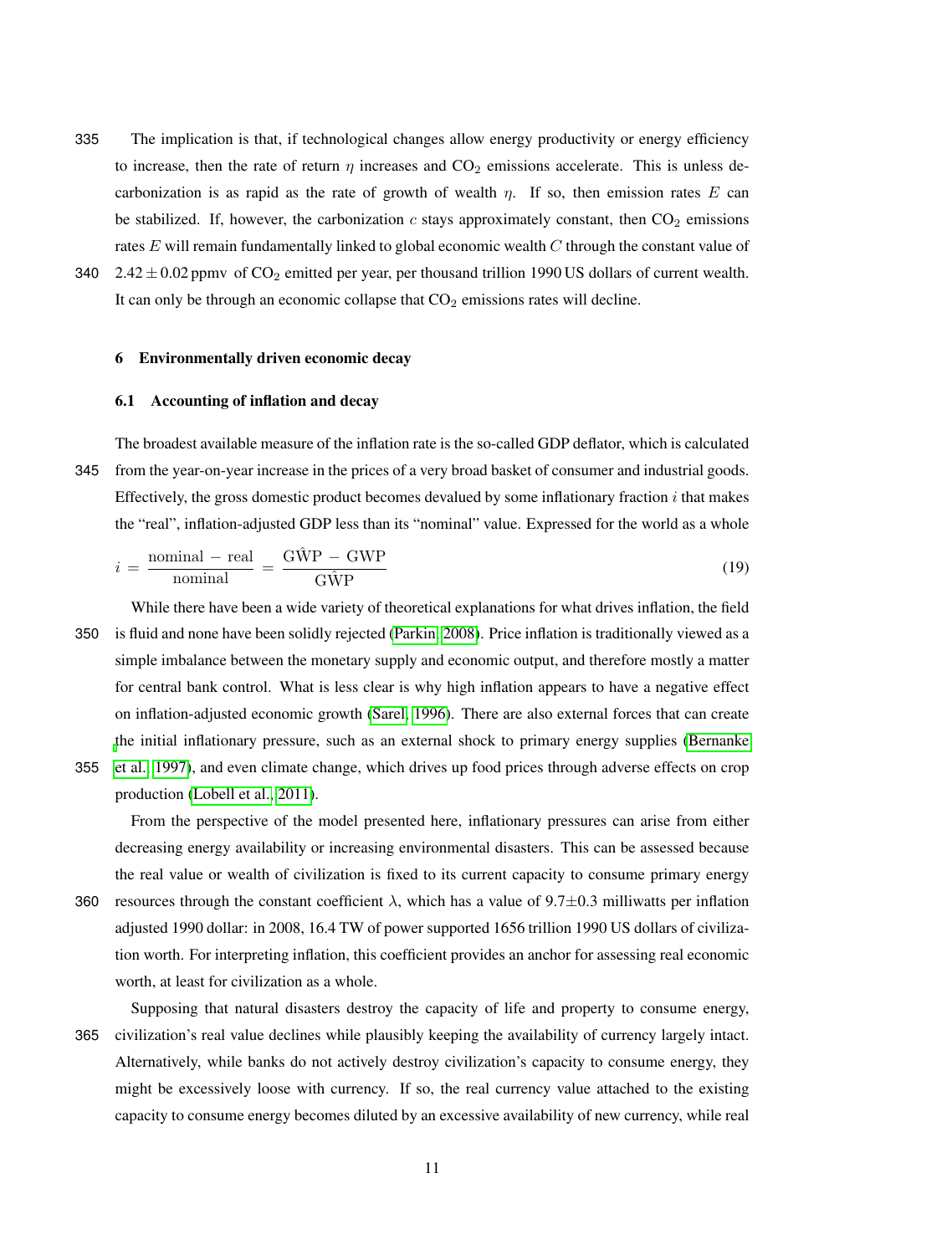The implication is that, if technological changes allow energy productivity or energy efficiency to increase, then the rate of return $\eta$ increases and $CO_2$ emissions accelerate. This is unless decarbonization is as rapid as the rate of growth of wealth $\eta$. If so, then emission rates $E$ can be stabilized. If, however, the carbonization $c$ stays approximately constant, then $CO_2$ emissions rates $E$ will remain fundamentally linked to global economic wealth $C$ through the constant value of $2.42 \pm 0.02$ ppmv of $CO_2$ emitted per year, per thousand trillion 1990 US dollars of current wealth. It can only be through an economic collapse that $CO_2$ emissions rates will decline.

## 6 Environmentally driven economic decay

### 6.1 Accounting of inflation and decay

The broadest available measure of the inflation rate is the so-called GDP deflator, which is calculated from the year-on-year increase in the prices of a very broad basket of consumer and industrial goods. Effectively, the gross domestic product becomes devalued by some inflationary fraction $i$ that makes the "real", inflation-adjusted GDP less than its "nominal" value. Expressed for the world as a whole

$$i = \frac{\text{nominal} - \text{real}}{\text{nominal}} = \frac{\hat{\text{GWP}} - \text{GWP}}{\hat{\text{GWP}}} \tag{19}$$

While there have been a wide variety of theoretical explanations for what drives inflation, the field is fluid and none have been solidly rejected (Parkin, 2008). Price inflation is traditionally viewed as a simple imbalance between the monetary supply and economic output, and therefore mostly a matter for central bank control. What is less clear is why high inflation appears to have a negative effect on inflation-adjusted economic growth (Sarel, 1996). There are also external forces that can create the initial inflationary pressure, such as an external shock to primary energy supplies (Bernanke et al., 1997), and even climate change, which drives up food prices through adverse effects on crop production (Lobell et al., 2011).

From the perspective of the model presented here, inflationary pressures can arise from either decreasing energy availability or increasing environmental disasters. This can be assessed because the real value or wealth of civilization is fixed to its current capacity to consume primary energy resources through the constant coefficient $\lambda$, which has a value of $9.7 \pm 0.3$ milliwatts per inflation adjusted 1990 dollar: in 2008, 16.4 TW of power supported 1656 trillion 1990 US dollars of civilization worth. For interpreting inflation, this coefficient provides an anchor for assessing real economic worth, at least for civilization as a whole.

Supposing that natural disasters destroy the capacity of life and property to consume energy, civilization's real value declines while plausibly keeping the availability of currency largely intact. Alternatively, while banks do not actively destroy civilization's capacity to consume energy, they might be excessively loose with currency. If so, the real currency value attached to the existing capacity to consume energy becomes diluted by an excessive availability of new currency, while real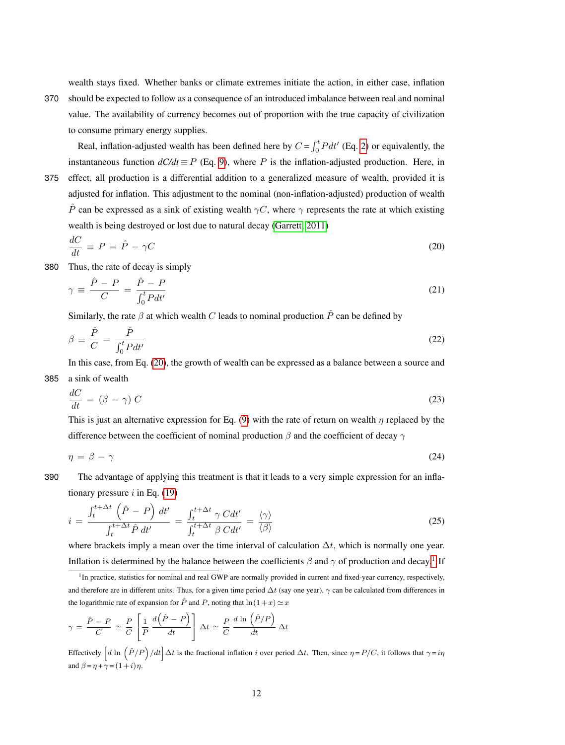wealth stays fixed. Whether banks or climate extremes initiate the action, in either case, inflation should be expected to follow as a consequence of an introduced imbalance between real and nominal value. The availability of currency becomes out of proportion with the true capacity of civilization to consume primary energy supplies.

Real, inflation-adjusted wealth has been defined here by $C = \int_0^t P dt'$ (Eq. 2) or equivalently, the instantaneous function $dC/dt \equiv P$ (Eq. 9), where $P$ is the inflation-adjusted production. Here, in effect, all production is a differential addition to a generalized measure of wealth, provided it is adjusted for inflation. This adjustment to the nominal (non-inflation-adjusted) production of wealth $\hat{P}$ can be expressed as a sink of existing wealth $\gamma C$, where $\gamma$ represents the rate at which existing wealth is being destroyed or lost due to natural decay (Garrett, 2011)

$$\frac{dC}{dt} \equiv P = \hat{P} - \gamma C \tag{20}$$

Thus, the rate of decay is simply

$$\gamma \equiv \frac{\hat{P} - P}{C} = \frac{\hat{P} - P}{\int_0^t P dt'} \tag{21}$$

Similarly, the rate $\beta$ at which wealth $C$ leads to nominal production $\hat{P}$ can be defined by

$$\beta \equiv \frac{\hat{P}}{C} = \frac{\hat{P}}{\int_0^t P dt'} \tag{22}$$

In this case, from Eq. (20), the growth of wealth can be expressed as a balance between a source and a sink of wealth

$$\frac{dC}{dt} = (\beta - \gamma) C \tag{23}$$

This is just an alternative expression for Eq. (9) with the rate of return on wealth $\eta$ replaced by the difference between the coefficient of nominal production $\beta$ and the coefficient of decay $\gamma$

$$\eta = \beta - \gamma \tag{24}$$

The advantage of applying this treatment is that it leads to a very simple expression for an inflationary pressure $i$ in Eq. (19)

$$i = \frac{\int_t^{t+\Delta t} \left(\hat{P} - P\right) dt'}{\int_t^{t+\Delta t} \hat{P}\, dt'} = \frac{\int_t^{t+\Delta t} \gamma\, C dt'}{\int_t^{t+\Delta t} \beta\, C dt'} = \frac{\langle \gamma \rangle}{\langle \beta \rangle} \tag{25}$$

where brackets imply a mean over the time interval of calculation $\Delta t$, which is normally one year. Inflation is determined by the balance between the coefficients $\beta$ and $\gamma$ of production and decay.[1] If

[1] In practice, statistics for nominal and real GWP are normally provided in current and fixed-year currency, respectively, and therefore are in different units. Thus, for a given time period $\Delta t$ (say one year), $\gamma$ can be calculated from differences in the logarithmic rate of expansion for $\hat{P}$ and $P$, noting that $\ln(1+x) \simeq x$

$$\gamma = \frac{\hat{P} - P}{C} \simeq \frac{P}{C} \left[\frac{1}{P} \frac{d\left(\hat{P} - P\right)}{dt}\right] \Delta t \simeq \frac{P}{C} \frac{d \ln \left(\hat{P}/P\right)}{dt} \Delta t$$

Effectively $\left[d \ln \left(\hat{P}/P\right)/dt\right] \Delta t$ is the fractional inflation $i$ over period $\Delta t$. Then, since $\eta = P/C$, it follows that $\gamma = i\eta$ and $\beta = \eta + \gamma = (1+i)\eta$.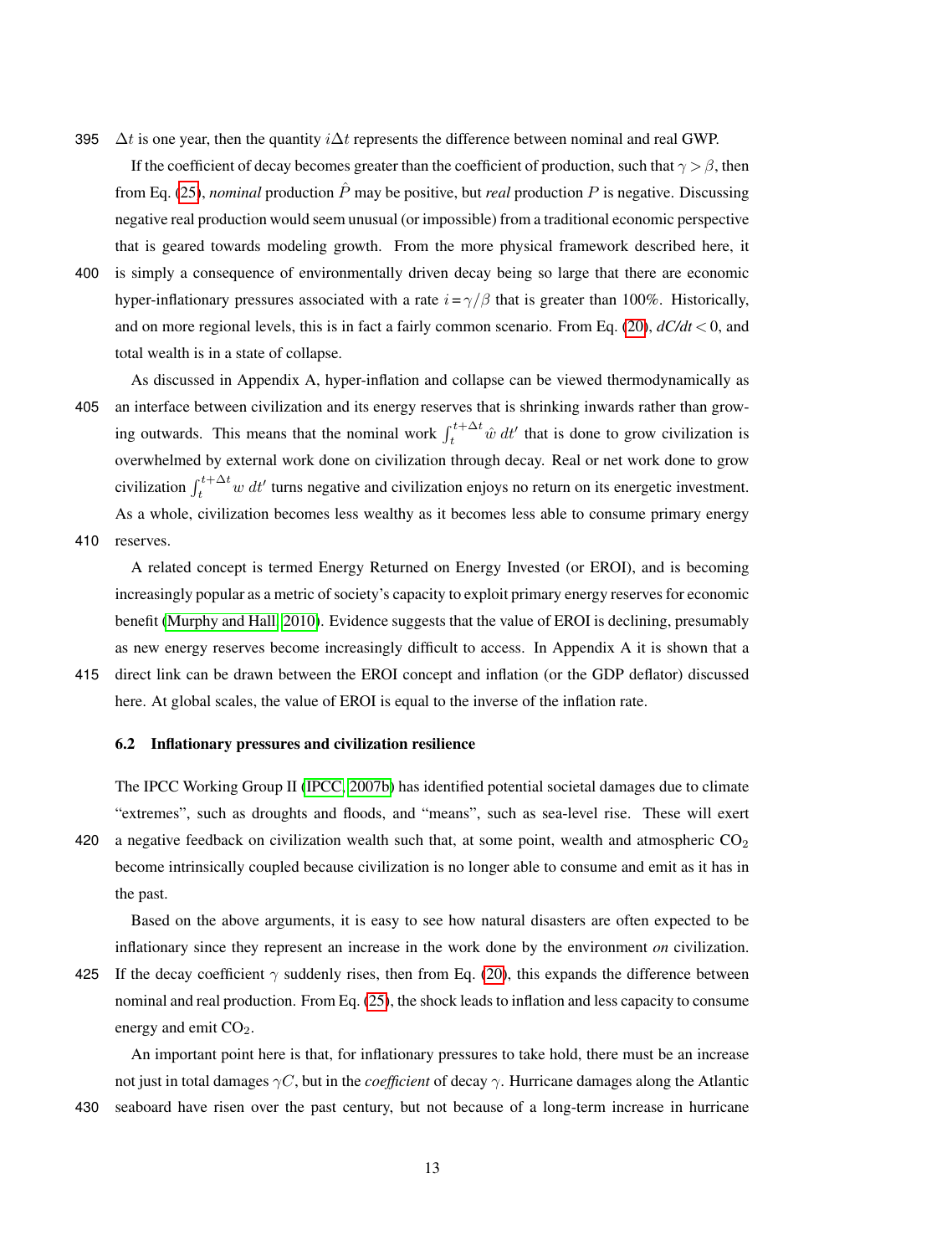$\Delta t$ is one year, then the quantity $i\Delta t$ represents the difference between nominal and real GWP.

If the coefficient of decay becomes greater than the coefficient of production, such that $\gamma > \beta$, then from Eq. (25), *nominal* production $\hat{P}$ may be positive, but *real* production $P$ is negative. Discussing negative real production would seem unusual (or impossible) from a traditional economic perspective that is geared towards modeling growth. From the more physical framework described here, it is simply a consequence of environmentally driven decay being so large that there are economic hyper-inflationary pressures associated with a rate $i = \gamma/\beta$ that is greater than 100%. Historically, and on more regional levels, this is in fact a fairly common scenario. From Eq. (20), $dC/dt < 0$, and total wealth is in a state of collapse.

As discussed in Appendix A, hyper-inflation and collapse can be viewed thermodynamically as an interface between civilization and its energy reserves that is shrinking inwards rather than growing outwards. This means that the nominal work $\int_t^{t+\Delta t} \hat{w}\, dt'$ that is done to grow civilization is overwhelmed by external work done on civilization through decay. Real or net work done to grow civilization $\int_t^{t+\Delta t} w\, dt'$ turns negative and civilization enjoys no return on its energetic investment. As a whole, civilization becomes less wealthy as it becomes less able to consume primary energy reserves.

A related concept is termed Energy Returned on Energy Invested (or EROI), and is becoming increasingly popular as a metric of society's capacity to exploit primary energy reserves for economic benefit (Murphy and Hall, 2010). Evidence suggests that the value of EROI is declining, presumably as new energy reserves become increasingly difficult to access. In Appendix A it is shown that a direct link can be drawn between the EROI concept and inflation (or the GDP deflator) discussed here. At global scales, the value of EROI is equal to the inverse of the inflation rate.

### 6.2 Inflationary pressures and civilization resilience

The IPCC Working Group II (IPCC, 2007b) has identified potential societal damages due to climate "extremes", such as droughts and floods, and "means", such as sea-level rise. These will exert a negative feedback on civilization wealth such that, at some point, wealth and atmospheric $CO_2$ become intrinsically coupled because civilization is no longer able to consume and emit as it has in the past.

Based on the above arguments, it is easy to see how natural disasters are often expected to be inflationary since they represent an increase in the work done by the environment *on* civilization. If the decay coefficient $\gamma$ suddenly rises, then from Eq. (20), this expands the difference between nominal and real production. From Eq. (25), the shock leads to inflation and less capacity to consume energy and emit $CO_2$.

An important point here is that, for inflationary pressures to take hold, there must be an increase not just in total damages $\gamma C$, but in the *coefficient* of decay $\gamma$. Hurricane damages along the Atlantic seaboard have risen over the past century, but not because of a long-term increase in hurricane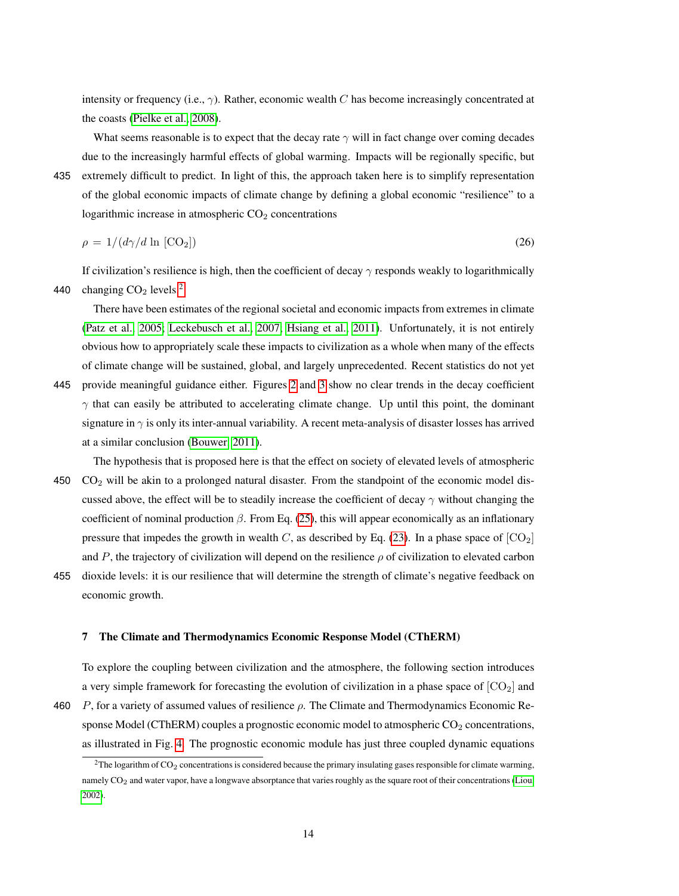intensity or frequency (i.e., $\gamma$). Rather, economic wealth $C$ has become increasingly concentrated at the coasts (Pielke et al., 2008).

What seems reasonable is to expect that the decay rate $\gamma$ will in fact change over coming decades due to the increasingly harmful effects of global warming. Impacts will be regionally specific, but extremely difficult to predict. In light of this, the approach taken here is to simplify representation of the global economic impacts of climate change by defining a global economic "resilience" to a logarithmic increase in atmospheric $CO_2$ concentrations

$$\rho = 1/(d\gamma/d\ln[CO_2]) \tag{26}$$

If civilization's resilience is high, then the coefficient of decay $\gamma$ responds weakly to logarithmically changing $CO_2$ levels.[2]

There have been estimates of the regional societal and economic impacts from extremes in climate (Patz et al., 2005; Leckebusch et al., 2007; Hsiang et al., 2011). Unfortunately, it is not entirely obvious how to appropriately scale these impacts to civilization as a whole when many of the effects of climate change will be sustained, global, and largely unprecedented. Recent statistics do not yet provide meaningful guidance either. Figures 2 and 3 show no clear trends in the decay coefficient $\gamma$ that can easily be attributed to accelerating climate change. Up until this point, the dominant signature in $\gamma$ is only its inter-annual variability. A recent meta-analysis of disaster losses has arrived at a similar conclusion (Bouwer, 2011).

The hypothesis that is proposed here is that the effect on society of elevated levels of atmospheric $CO_2$ will be akin to a prolonged natural disaster. From the standpoint of the economic model discussed above, the effect will be to steadily increase the coefficient of decay $\gamma$ without changing the coefficient of nominal production $\beta$. From Eq. (25), this will appear economically as an inflationary pressure that impedes the growth in wealth $C$, as described by Eq. (23). In a phase space of $[CO_2]$ and $P$, the trajectory of civilization will depend on the resilience $\rho$ of civilization to elevated carbon dioxide levels: it is our resilience that will determine the strength of climate's negative feedback on economic growth.

## 7 The Climate and Thermodynamics Economic Response Model (CThERM)

To explore the coupling between civilization and the atmosphere, the following section introduces a very simple framework for forecasting the evolution of civilization in a phase space of $[CO_2]$ and $P$, for a variety of assumed values of resilience $\rho$. The Climate and Thermodynamics Economic Response Model (CThERM) couples a prognostic economic model to atmospheric $CO_2$ concentrations, as illustrated in Fig. 4. The prognostic economic module has just three coupled dynamic equations

[2] The logarithm of $CO_2$ concentrations is considered because the primary insulating gases responsible for climate warming, namely $CO_2$ and water vapor, have a longwave absorptance that varies roughly as the square root of their concentrations (Liou, 2002).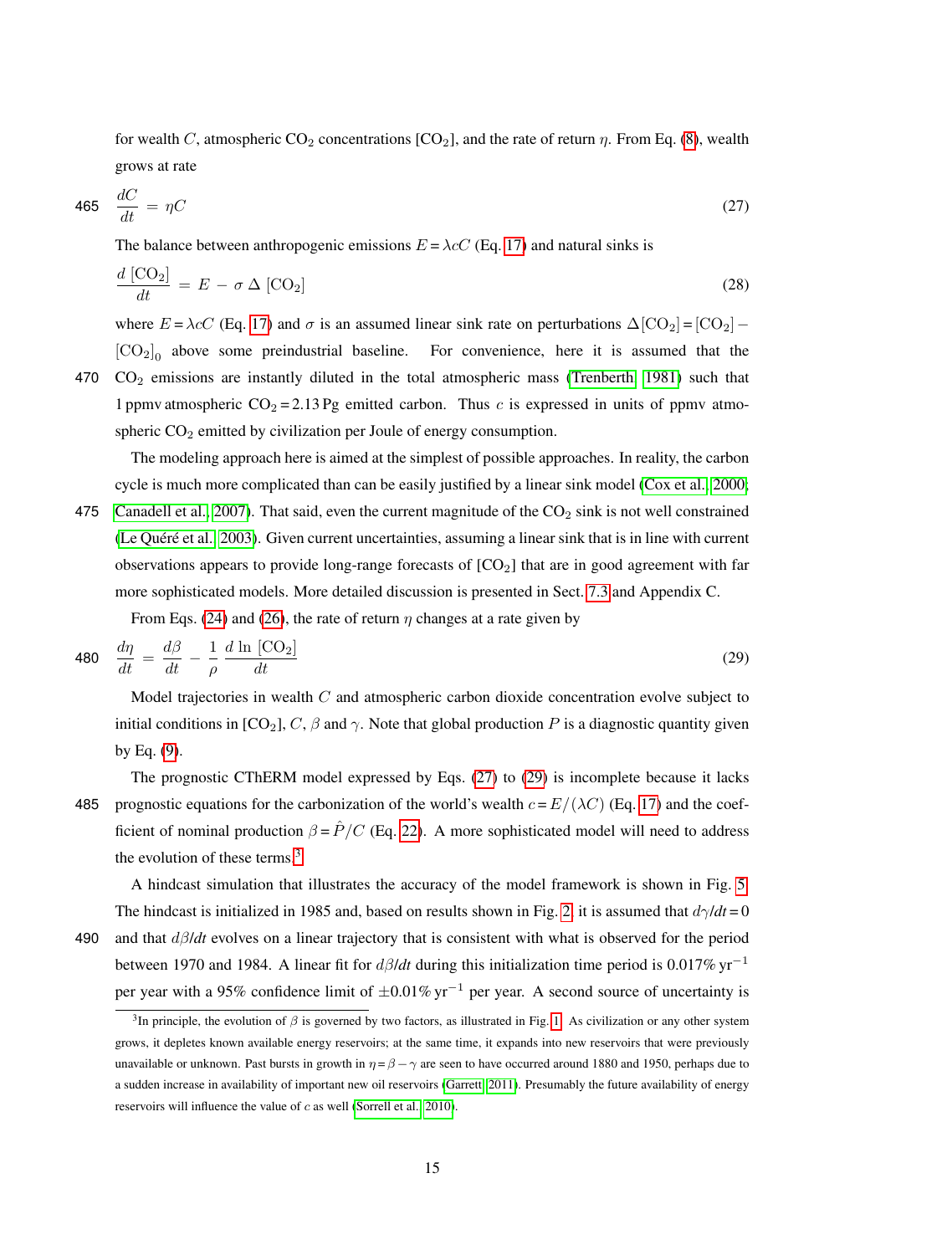for wealth $C$, atmospheric $CO_2$ concentrations $[CO_2]$, and the rate of return $\eta$. From Eq. (8), wealth grows at rate

$$\frac{dC}{dt} = \eta C \tag{27}$$

The balance between anthropogenic emissions $E = \lambda c C$ (Eq. 17) and natural sinks is

$$\frac{d\,[CO_2]}{dt} = E - \sigma\,\Delta\,[CO_2] \tag{28}$$

where $E = \lambda c C$ (Eq. 17) and $\sigma$ is an assumed linear sink rate on perturbations $\Delta[CO_2] = [CO_2] - [CO_2]_0$ above some preindustrial baseline. For convenience, here it is assumed that the $CO_2$ emissions are instantly diluted in the total atmospheric mass (Trenberth, 1981) such that 1 ppmv atmospheric $CO_2 = 2.13$ Pg emitted carbon. Thus $c$ is expressed in units of ppmv atmospheric $CO_2$ emitted by civilization per Joule of energy consumption.

The modeling approach here is aimed at the simplest of possible approaches. In reality, the carbon cycle is much more complicated than can be easily justified by a linear sink model (Cox et al., 2000; Canadell et al., 2007). That said, even the current magnitude of the $CO_2$ sink is not well constrained (Le Quéré et al., 2003). Given current uncertainties, assuming a linear sink that is in line with current observations appears to provide long-range forecasts of $[CO_2]$ that are in good agreement with far more sophisticated models. More detailed discussion is presented in Sect. 7.3 and Appendix C.

From Eqs. (24) and (26), the rate of return $\eta$ changes at a rate given by

$$\frac{d\eta}{dt} = \frac{d\beta}{dt} - \frac{1}{\rho}\frac{d\ln\,[CO_2]}{dt} \tag{29}$$

Model trajectories in wealth $C$ and atmospheric carbon dioxide concentration evolve subject to initial conditions in $[CO_2]$, $C$, $\beta$ and $\gamma$. Note that global production $P$ is a diagnostic quantity given by Eq. (9).

The prognostic CThERM model expressed by Eqs. (27) to (29) is incomplete because it lacks prognostic equations for the carbonization of the world's wealth $c = E/(\lambda C)$ (Eq. 17) and the coefficient of nominal production $\beta = \hat{P}/C$ (Eq. 22). A more sophisticated model will need to address the evolution of these terms.[3]

A hindcast simulation that illustrates the accuracy of the model framework is shown in Fig. 5. The hindcast is initialized in 1985 and, based on results shown in Fig. 2, it is assumed that $d\gamma/dt = 0$ and that $d\beta/dt$ evolves on a linear trajectory that is consistent with what is observed for the period between 1970 and 1984. A linear fit for $d\beta/dt$ during this initialization time period is 0.017% $\mathrm{yr}^{-1}$ per year with a 95% confidence limit of $\pm$0.01% $\mathrm{yr}^{-1}$ per year. A second source of uncertainty is

[3] In principle, the evolution of $\beta$ is governed by two factors, as illustrated in Fig. 1. As civilization or any other system grows, it depletes known available energy reservoirs; at the same time, it expands into new reservoirs that were previously unavailable or unknown. Past bursts in growth in $\eta = \beta - \gamma$ are seen to have occurred around 1880 and 1950, perhaps due to a sudden increase in availability of important new oil reservoirs (Garrett, 2011). Presumably the future availability of energy reservoirs will influence the value of $c$ as well (Sorrell et al., 2010).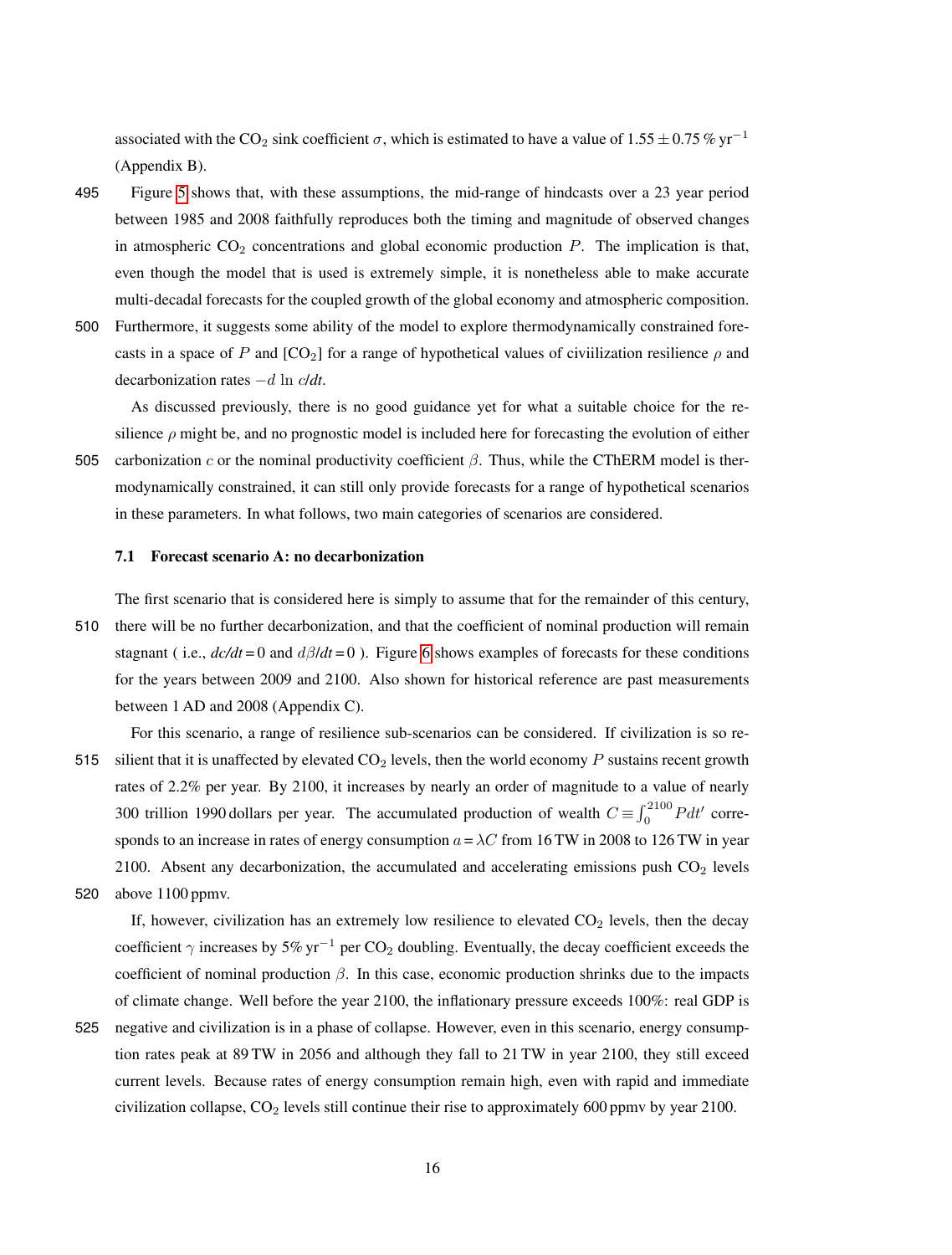associated with the $CO_2$ sink coefficient $\sigma$, which is estimated to have a value of $1.55 \pm 0.75\,\%\,\mathrm{yr}^{-1}$ (Appendix B).

Figure 5 shows that, with these assumptions, the mid-range of hindcasts over a 23 year period between 1985 and 2008 faithfully reproduces both the timing and magnitude of observed changes in atmospheric $CO_2$ concentrations and global economic production $P$. The implication is that, even though the model that is used is extremely simple, it is nonetheless able to make accurate multi-decadal forecasts for the coupled growth of the global economy and atmospheric composition. Furthermore, it suggests some ability of the model to explore thermodynamically constrained forecasts in a space of $P$ and $[CO_2]$ for a range of hypothetical values of civiilization resilience $\rho$ and decarbonization rates $-d \ln c/dt$.

As discussed previously, there is no good guidance yet for what a suitable choice for the resilience $\rho$ might be, and no prognostic model is included here for forecasting the evolution of either carbonization $c$ or the nominal productivity coefficient $\beta$. Thus, while the CThERM model is thermodynamically constrained, it can still only provide forecasts for a range of hypothetical scenarios in these parameters. In what follows, two main categories of scenarios are considered.

### 7.1 Forecast scenario A: no decarbonization

The first scenario that is considered here is simply to assume that for the remainder of this century, there will be no further decarbonization, and that the coefficient of nominal production will remain stagnant ( i.e., $dc/dt = 0$ and $d\beta/dt = 0$ ). Figure 6 shows examples of forecasts for these conditions for the years between 2009 and 2100. Also shown for historical reference are past measurements between 1 AD and 2008 (Appendix C).

For this scenario, a range of resilience sub-scenarios can be considered. If civilization is so resilient that it is unaffected by elevated $CO_2$ levels, then the world economy $P$ sustains recent growth rates of 2.2% per year. By 2100, it increases by nearly an order of magnitude to a value of nearly 300 trillion 1990 dollars per year. The accumulated production of wealth $C \equiv \int_0^{2100} P dt'$ corresponds to an increase in rates of energy consumption $a = \lambda C$ from 16 TW in 2008 to 126 TW in year 2100. Absent any decarbonization, the accumulated and accelerating emissions push $CO_2$ levels above 1100 ppmv.

If, however, civilization has an extremely low resilience to elevated $CO_2$ levels, then the decay coefficient $\gamma$ increases by $5\%\,\mathrm{yr}^{-1}$ per $CO_2$ doubling. Eventually, the decay coefficient exceeds the coefficient of nominal production $\beta$. In this case, economic production shrinks due to the impacts of climate change. Well before the year 2100, the inflationary pressure exceeds 100%: real GDP is negative and civilization is in a phase of collapse. However, even in this scenario, energy consumption rates peak at 89 TW in 2056 and although they fall to 21 TW in year 2100, they still exceed current levels. Because rates of energy consumption remain high, even with rapid and immediate civilization collapse, $CO_2$ levels still continue their rise to approximately 600 ppmv by year 2100.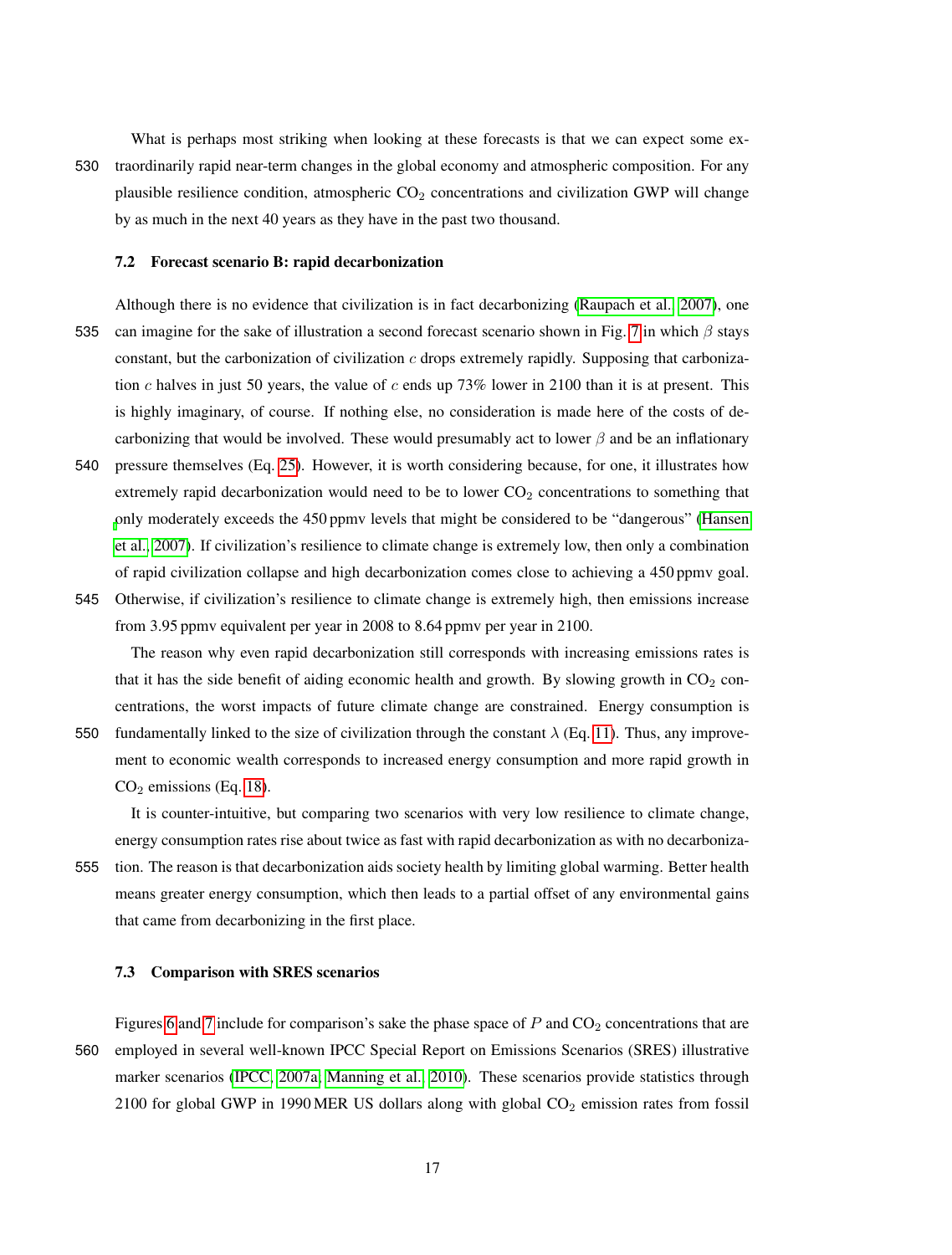What is perhaps most striking when looking at these forecasts is that we can expect some extraordinarily rapid near-term changes in the global economy and atmospheric composition. For any plausible resilience condition, atmospheric $CO_2$ concentrations and civilization GWP will change by as much in the next 40 years as they have in the past two thousand.

### 7.2 Forecast scenario B: rapid decarbonization

Although there is no evidence that civilization is in fact decarbonizing (Raupach et al., 2007), one can imagine for the sake of illustration a second forecast scenario shown in Fig. 7 in which $\beta$ stays constant, but the carbonization of civilization $c$ drops extremely rapidly. Supposing that carbonization $c$ halves in just 50 years, the value of $c$ ends up 73% lower in 2100 than it is at present. This is highly imaginary, of course. If nothing else, no consideration is made here of the costs of decarbonizing that would be involved. These would presumably act to lower $\beta$ and be an inflationary pressure themselves (Eq. 25). However, it is worth considering because, for one, it illustrates how extremely rapid decarbonization would need to be to lower $CO_2$ concentrations to something that only moderately exceeds the 450 ppmv levels that might be considered to be "dangerous" (Hansen et al., 2007). If civilization's resilience to climate change is extremely low, then only a combination of rapid civilization collapse and high decarbonization comes close to achieving a 450 ppmv goal. Otherwise, if civilization's resilience to climate change is extremely high, then emissions increase from 3.95 ppmv equivalent per year in 2008 to 8.64 ppmv per year in 2100.

The reason why even rapid decarbonization still corresponds with increasing emissions rates is that it has the side benefit of aiding economic health and growth. By slowing growth in $CO_2$ concentrations, the worst impacts of future climate change are constrained. Energy consumption is fundamentally linked to the size of civilization through the constant $\lambda$ (Eq. 11). Thus, any improvement to economic wealth corresponds to increased energy consumption and more rapid growth in $CO_2$ emissions (Eq. 18).

It is counter-intuitive, but comparing two scenarios with very low resilience to climate change, energy consumption rates rise about twice as fast with rapid decarbonization as with no decarbonization. The reason is that decarbonization aids society health by limiting global warming. Better health means greater energy consumption, which then leads to a partial offset of any environmental gains that came from decarbonizing in the first place.

### 7.3 Comparison with SRES scenarios

Figures 6 and 7 include for comparison's sake the phase space of $P$ and $CO_2$ concentrations that are employed in several well-known IPCC Special Report on Emissions Scenarios (SRES) illustrative marker scenarios (IPCC, 2007a; Manning et al., 2010). These scenarios provide statistics through 2100 for global GWP in 1990 MER US dollars along with global $CO_2$ emission rates from fossil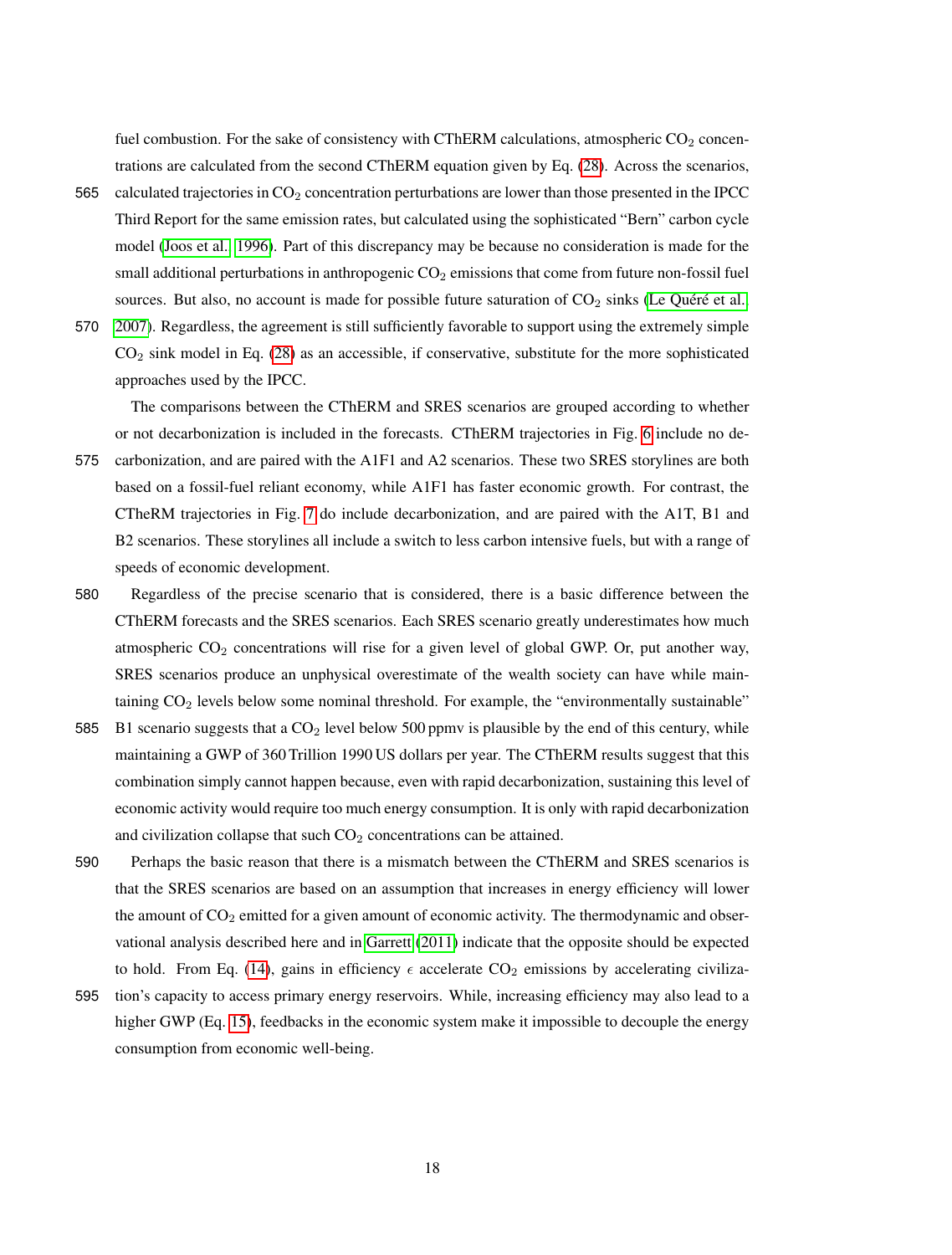fuel combustion. For the sake of consistency with CThERM calculations, atmospheric $CO_2$ concentrations are calculated from the second CThERM equation given by Eq. (28). Across the scenarios, calculated trajectories in $CO_2$ concentration perturbations are lower than those presented in the IPCC Third Report for the same emission rates, but calculated using the sophisticated "Bern" carbon cycle model (Joos et al., 1996). Part of this discrepancy may be because no consideration is made for the small additional perturbations in anthropogenic $CO_2$ emissions that come from future non-fossil fuel sources. But also, no account is made for possible future saturation of $CO_2$ sinks (Le Quéré et al., 2007). Regardless, the agreement is still sufficiently favorable to support using the extremely simple $CO_2$ sink model in Eq. (28) as an accessible, if conservative, substitute for the more sophisticated approaches used by the IPCC.

The comparisons between the CThERM and SRES scenarios are grouped according to whether or not decarbonization is included in the forecasts. CThERM trajectories in Fig. 6 include no decarbonization, and are paired with the A1F1 and A2 scenarios. These two SRES storylines are both based on a fossil-fuel reliant economy, while A1F1 has faster economic growth. For contrast, the CTheRM trajectories in Fig. 7 do include decarbonization, and are paired with the A1T, B1 and B2 scenarios. These storylines all include a switch to less carbon intensive fuels, but with a range of speeds of economic development.

Regardless of the precise scenario that is considered, there is a basic difference between the CThERM forecasts and the SRES scenarios. Each SRES scenario greatly underestimates how much atmospheric $CO_2$ concentrations will rise for a given level of global GWP. Or, put another way, SRES scenarios produce an unphysical overestimate of the wealth society can have while maintaining $CO_2$ levels below some nominal threshold. For example, the "environmentally sustainable" B1 scenario suggests that a $CO_2$ level below 500 ppmv is plausible by the end of this century, while maintaining a GWP of 360 Trillion 1990 US dollars per year. The CThERM results suggest that this combination simply cannot happen because, even with rapid decarbonization, sustaining this level of economic activity would require too much energy consumption. It is only with rapid decarbonization and civilization collapse that such $CO_2$ concentrations can be attained.

Perhaps the basic reason that there is a mismatch between the CThERM and SRES scenarios is that the SRES scenarios are based on an assumption that increases in energy efficiency will lower the amount of $CO_2$ emitted for a given amount of economic activity. The thermodynamic and observational analysis described here and in Garrett (2011) indicate that the opposite should be expected to hold. From Eq. (14), gains in efficiency $\epsilon$ accelerate $CO_2$ emissions by accelerating civilization's capacity to access primary energy reservoirs. While, increasing efficiency may also lead to a higher GWP (Eq. 15), feedbacks in the economic system make it impossible to decouple the energy consumption from economic well-being.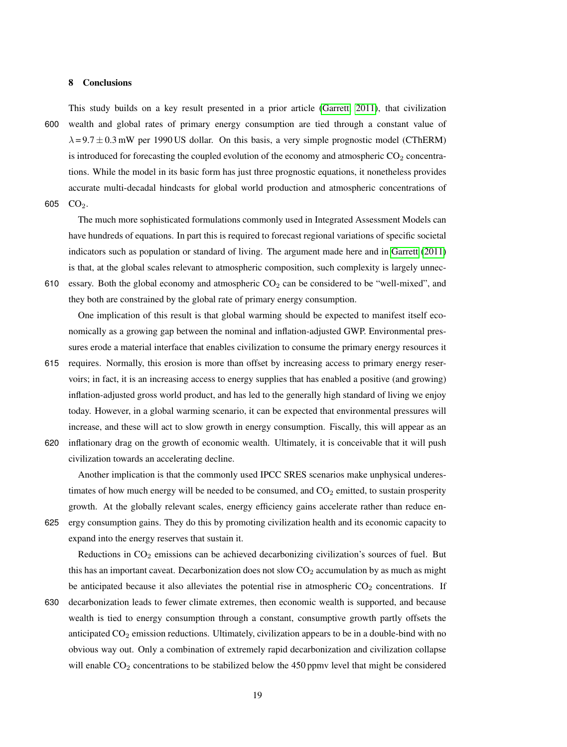## 8 Conclusions

This study builds on a key result presented in a prior article (Garrett, 2011), that civilization wealth and global rates of primary energy consumption are tied through a constant value of $\lambda = 9.7 \pm 0.3$ mW per 1990 US dollar. On this basis, a very simple prognostic model (CThERM) is introduced for forecasting the coupled evolution of the economy and atmospheric $CO_2$ concentrations. While the model in its basic form has just three prognostic equations, it nonetheless provides accurate multi-decadal hindcasts for global world production and atmospheric concentrations of $CO_2$.

The much more sophisticated formulations commonly used in Integrated Assessment Models can have hundreds of equations. In part this is required to forecast regional variations of specific societal indicators such as population or standard of living. The argument made here and in Garrett (2011) is that, at the global scales relevant to atmospheric composition, such complexity is largely unnecessary. Both the global economy and atmospheric $CO_2$ can be considered to be "well-mixed", and they both are constrained by the global rate of primary energy consumption.

One implication of this result is that global warming should be expected to manifest itself economically as a growing gap between the nominal and inflation-adjusted GWP. Environmental pressures erode a material interface that enables civilization to consume the primary energy resources it requires. Normally, this erosion is more than offset by increasing access to primary energy reservoirs; in fact, it is an increasing access to energy supplies that has enabled a positive (and growing) inflation-adjusted gross world product, and has led to the generally high standard of living we enjoy today. However, in a global warming scenario, it can be expected that environmental pressures will increase, and these will act to slow growth in energy consumption. Fiscally, this will appear as an inflationary drag on the growth of economic wealth. Ultimately, it is conceivable that it will push civilization towards an accelerating decline.

Another implication is that the commonly used IPCC SRES scenarios make unphysical underestimates of how much energy will be needed to be consumed, and $CO_2$ emitted, to sustain prosperity growth. At the globally relevant scales, energy efficiency gains accelerate rather than reduce energy consumption gains. They do this by promoting civilization health and its economic capacity to expand into the energy reserves that sustain it.

Reductions in $CO_2$ emissions can be achieved decarbonizing civilization's sources of fuel. But this has an important caveat. Decarbonization does not slow $CO_2$ accumulation by as much as might be anticipated because it also alleviates the potential rise in atmospheric $CO_2$ concentrations. If decarbonization leads to fewer climate extremes, then economic wealth is supported, and because wealth is tied to energy consumption through a constant, consumptive growth partly offsets the anticipated $CO_2$ emission reductions. Ultimately, civilization appears to be in a double-bind with no obvious way out. Only a combination of extremely rapid decarbonization and civilization collapse will enable $CO_2$ concentrations to be stabilized below the 450 ppmv level that might be considered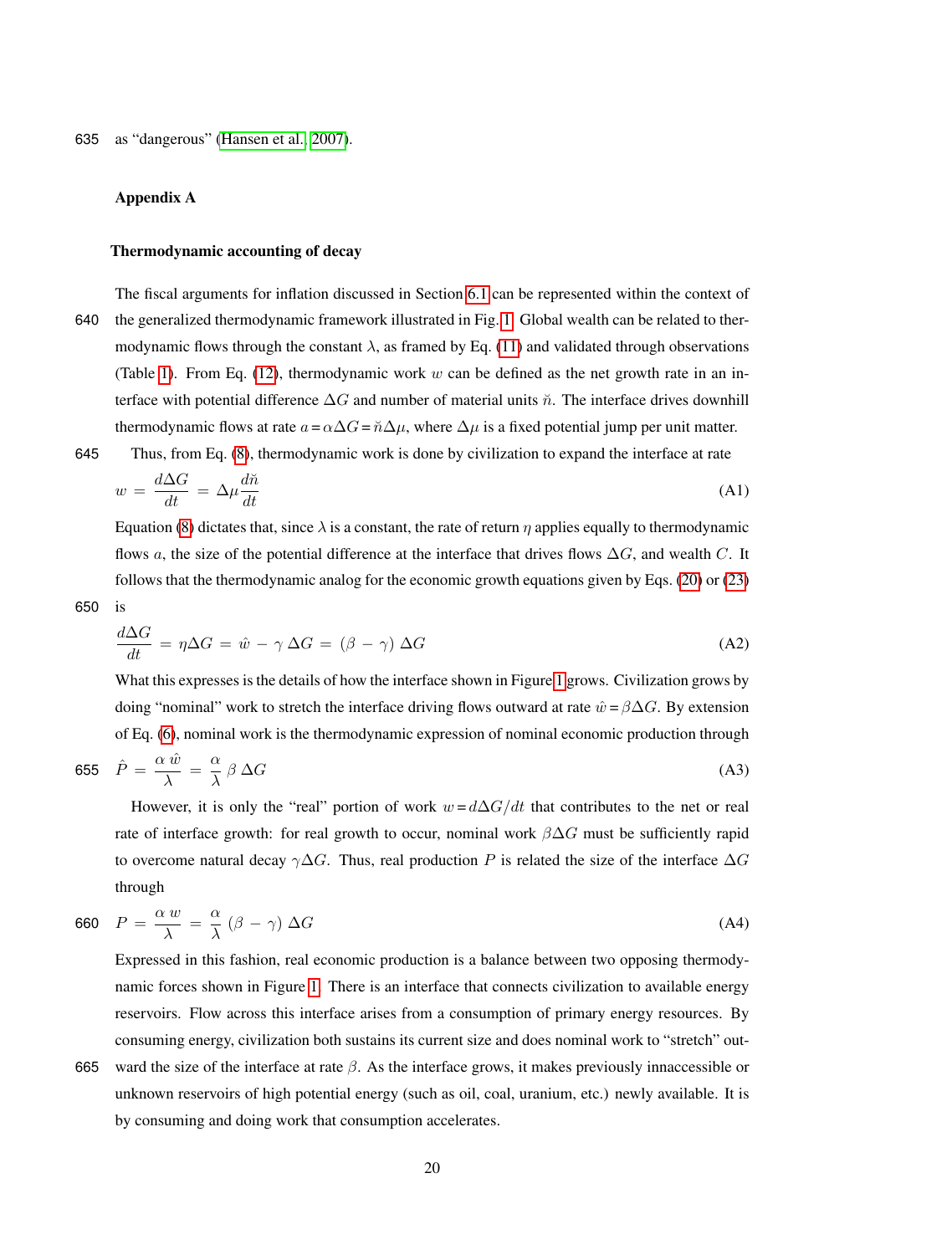as "dangerous" (Hansen et al., 2007).

## Appendix A

### Thermodynamic accounting of decay

The fiscal arguments for inflation discussed in Section 6.1 can be represented within the context of the generalized thermodynamic framework illustrated in Fig. 1. Global wealth can be related to thermodynamic flows through the constant $\lambda$, as framed by Eq. (11) and validated through observations (Table 1). From Eq. (12), thermodynamic work $w$ can be defined as the net growth rate in an interface with potential difference $\Delta G$ and number of material units $\breve{n}$. The interface drives downhill thermodynamic flows at rate $a = \alpha \Delta G = \breve{n} \Delta \mu$, where $\Delta \mu$ is a fixed potential jump per unit matter.

Thus, from Eq. (8), thermodynamic work is done by civilization to expand the interface at rate

$$w = \frac{d\Delta G}{dt} = \Delta \mu \frac{d\breve{n}}{dt} \tag{A1}$$

Equation (8) dictates that, since $\lambda$ is a constant, the rate of return $\eta$ applies equally to thermodynamic flows $a$, the size of the potential difference at the interface that drives flows $\Delta G$, and wealth $C$. It follows that the thermodynamic analog for the economic growth equations given by Eqs. (20) or (23) is

$$\frac{d\Delta G}{dt} = \eta \Delta G = \hat{w} - \gamma \, \Delta G = (\beta - \gamma) \, \Delta G \tag{A2}$$

What this expresses is the details of how the interface shown in Figure 1 grows. Civilization grows by doing "nominal" work to stretch the interface driving flows outward at rate $\hat{w} = \beta \Delta G$. By extension of Eq. (6), nominal work is the thermodynamic expression of nominal economic production through

$$\hat{P} = \frac{\alpha \, \hat{w}}{\lambda} = \frac{\alpha}{\lambda} \, \beta \, \Delta G \tag{A3}$$

However, it is only the "real" portion of work $w = d\Delta G/dt$ that contributes to the net or real rate of interface growth: for real growth to occur, nominal work $\beta \Delta G$ must be sufficiently rapid to overcome natural decay $\gamma \Delta G$. Thus, real production $P$ is related the size of the interface $\Delta G$ through

$$P = \frac{\alpha \, w}{\lambda} = \frac{\alpha}{\lambda} \, (\beta - \gamma) \, \Delta G \tag{A4}$$

Expressed in this fashion, real economic production is a balance between two opposing thermodynamic forces shown in Figure 1. There is an interface that connects civilization to available energy reservoirs. Flow across this interface arises from a consumption of primary energy resources. By consuming energy, civilization both sustains its current size and does nominal work to "stretch" outward the size of the interface at rate $\beta$. As the interface grows, it makes previously innaccessible or unknown reservoirs of high potential energy (such as oil, coal, uranium, etc.) newly available. It is by consuming and doing work that consumption accelerates.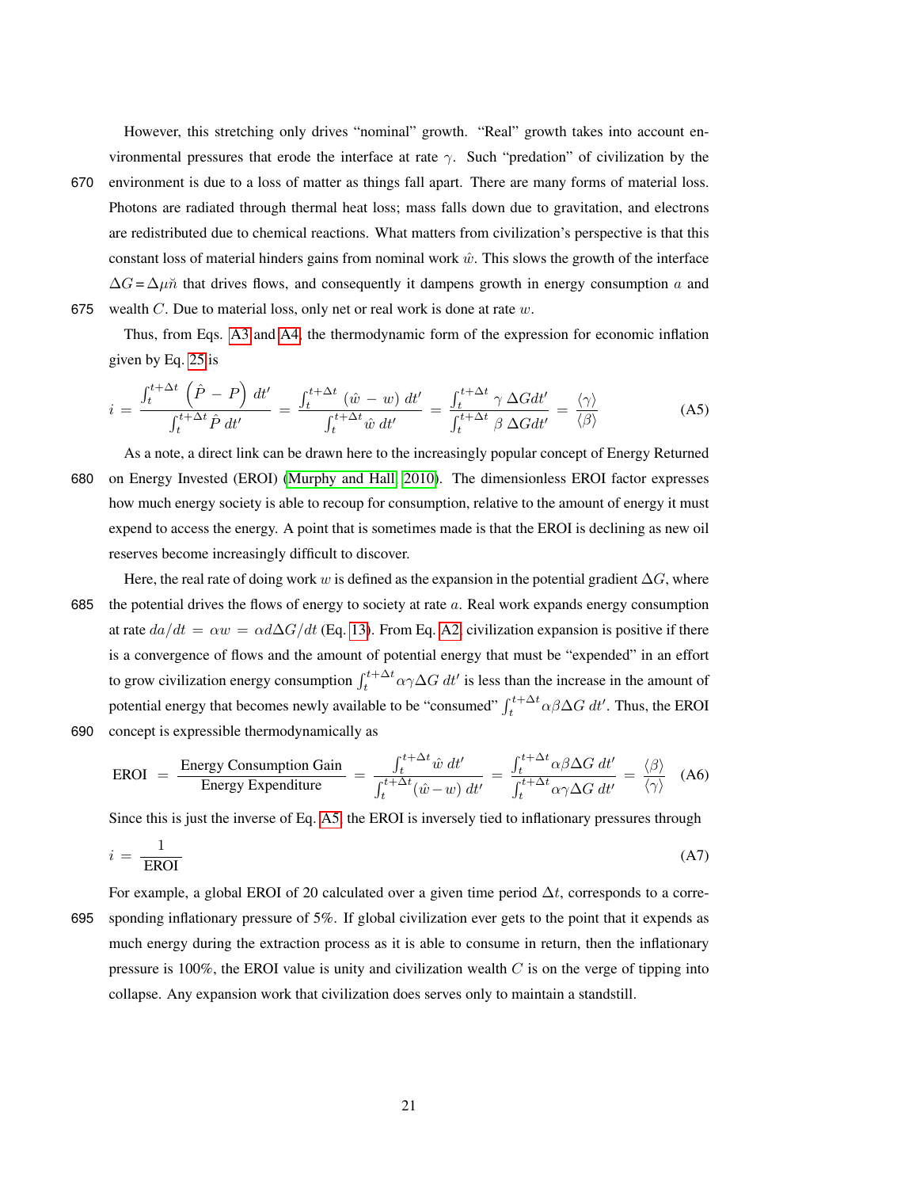However, this stretching only drives "nominal" growth. "Real" growth takes into account environmental pressures that erode the interface at rate $\gamma$. Such "predation" of civilization by the environment is due to a loss of matter as things fall apart. There are many forms of material loss. Photons are radiated through thermal heat loss; mass falls down due to gravitation, and electrons are redistributed due to chemical reactions. What matters from civilization's perspective is that this constant loss of material hinders gains from nominal work $\hat{w}$. This slows the growth of the interface $\Delta G = \Delta\mu\breve{n}$ that drives flows, and consequently it dampens growth in energy consumption $a$ and wealth $C$. Due to material loss, only net or real work is done at rate $w$.

Thus, from Eqs. A3 and A4, the thermodynamic form of the expression for economic inflation given by Eq. 25 is

$$i = \frac{\int_t^{t+\Delta t}\left(\hat{P} - P\right)\, dt'}{\int_t^{t+\Delta t}\hat{P}\, dt'} = \frac{\int_t^{t+\Delta t}\left(\hat{w} - w\right)\, dt'}{\int_t^{t+\Delta t}\hat{w}\, dt'} = \frac{\int_t^{t+\Delta t}\gamma\, \Delta G dt'}{\int_t^{t+\Delta t}\beta\, \Delta G dt'} = \frac{\langle\gamma\rangle}{\langle\beta\rangle} \tag{A5}$$

As a note, a direct link can be drawn here to the increasingly popular concept of Energy Returned on Energy Invested (EROI) (Murphy and Hall, 2010). The dimensionless EROI factor expresses how much energy society is able to recoup for consumption, relative to the amount of energy it must expend to access the energy. A point that is sometimes made is that the EROI is declining as new oil reserves become increasingly difficult to discover.

Here, the real rate of doing work $w$ is defined as the expansion in the potential gradient $\Delta G$, where the potential drives the flows of energy to society at rate $a$. Real work expands energy consumption at rate $da/dt = \alpha w = \alpha d\Delta G/dt$ (Eq. 13). From Eq. A2, civilization expansion is positive if there is a convergence of flows and the amount of potential energy that must be "expended" in an effort to grow civilization energy consumption $\int_t^{t+\Delta t}\alpha\gamma\Delta G\, dt'$ is less than the increase in the amount of potential energy that becomes newly available to be "consumed" $\int_t^{t+\Delta t}\alpha\beta\Delta G\, dt'$. Thus, the EROI concept is expressible thermodynamically as

$$\text{EROI} = \frac{\text{Energy Consumption Gain}}{\text{Energy Expenditure}} = \frac{\int_t^{t+\Delta t}\hat{w}\, dt'}{\int_t^{t+\Delta t}(\hat{w} - w)\, dt'} = \frac{\int_t^{t+\Delta t}\alpha\beta\Delta G\, dt'}{\int_t^{t+\Delta t}\alpha\gamma\Delta G\, dt'} = \frac{\langle\beta\rangle}{\langle\gamma\rangle} \tag{A6}$$

Since this is just the inverse of Eq. A5, the EROI is inversely tied to inflationary pressures through

$$i = \frac{1}{\text{EROI}} \tag{A7}$$

For example, a global EROI of 20 calculated over a given time period $\Delta t$, corresponds to a corresponding inflationary pressure of 5%. If global civilization ever gets to the point that it expends as much energy during the extraction process as it is able to consume in return, then the inflationary pressure is 100%, the EROI value is unity and civilization wealth $C$ is on the verge of tipping into collapse. Any expansion work that civilization does serves only to maintain a standstill.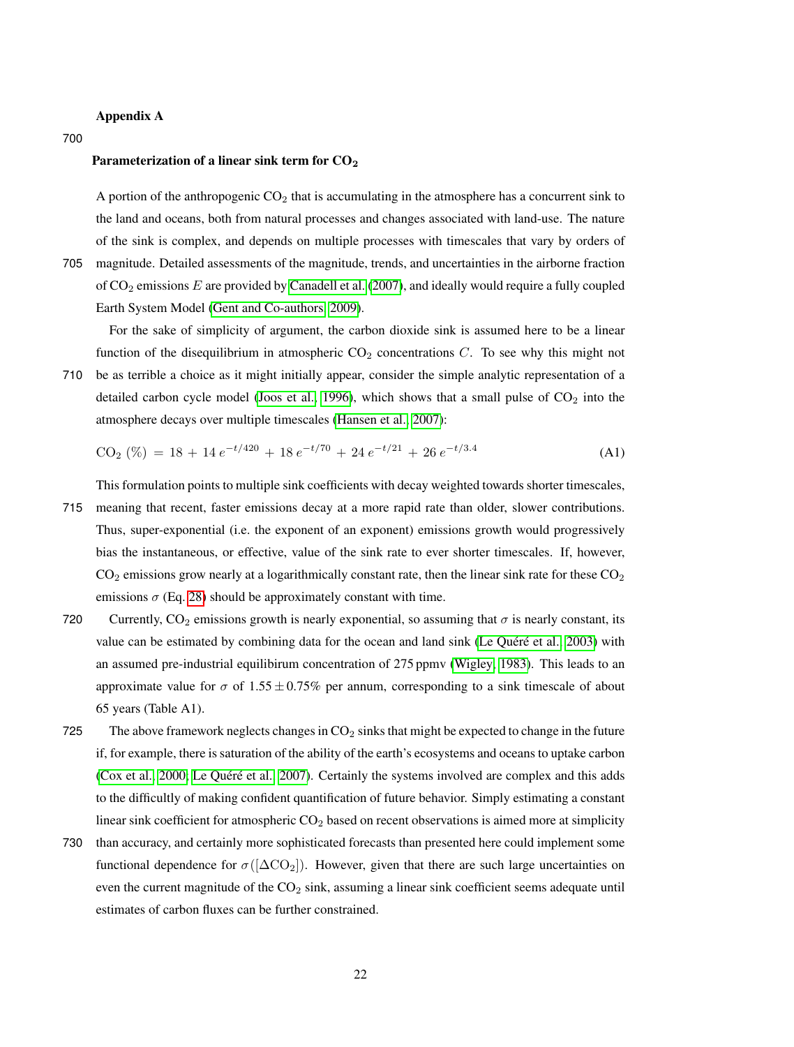## Appendix A

### Parameterization of a linear sink term for $CO_2$

A portion of the anthropogenic $CO_2$ that is accumulating in the atmosphere has a concurrent sink to the land and oceans, both from natural processes and changes associated with land-use. The nature of the sink is complex, and depends on multiple processes with timescales that vary by orders of magnitude. Detailed assessments of the magnitude, trends, and uncertainties in the airborne fraction of $CO_2$ emissions $E$ are provided by Canadell et al. (2007), and ideally would require a fully coupled Earth System Model (Gent and Co-authors, 2009).

For the sake of simplicity of argument, the carbon dioxide sink is assumed here to be a linear function of the disequilibrium in atmospheric $CO_2$ concentrations $C$. To see why this might not be as terrible a choice as it might initially appear, consider the simple analytic representation of a detailed carbon cycle model (Joos et al., 1996), which shows that a small pulse of $CO_2$ into the atmosphere decays over multiple timescales (Hansen et al., 2007):

$$\mathrm{CO_2}\ (\%) \;=\; 18 \,+\, 14\, e^{-t/420} \,+\, 18\, e^{-t/70} \,+\, 24\, e^{-t/21} \,+\, 26\, e^{-t/3.4} \tag{A1}$$

This formulation points to multiple sink coefficients with decay weighted towards shorter timescales, meaning that recent, faster emissions decay at a more rapid rate than older, slower contributions. Thus, super-exponential (i.e. the exponent of an exponent) emissions growth would progressively bias the instantaneous, or effective, value of the sink rate to ever shorter timescales. If, however, $CO_2$ emissions grow nearly at a logarithmically constant rate, then the linear sink rate for these $CO_2$ emissions $\sigma$ (Eq. 28) should be approximately constant with time.

Currently, $CO_2$ emissions growth is nearly exponential, so assuming that $\sigma$ is nearly constant, its value can be estimated by combining data for the ocean and land sink (Le Quéré et al., 2003) with an assumed pre-industrial equilibirum concentration of 275 ppmv (Wigley, 1983). This leads to an approximate value for $\sigma$ of $1.55 \pm 0.75\%$ per annum, corresponding to a sink timescale of about 65 years (Table A1).

The above framework neglects changes in $CO_2$ sinks that might be expected to change in the future if, for example, there is saturation of the ability of the earth's ecosystems and oceans to uptake carbon (Cox et al., 2000; Le Quéré et al., 2007). Certainly the systems involved are complex and this adds to the difficultly of making confident quantification of future behavior. Simply estimating a constant linear sink coefficient for atmospheric $CO_2$ based on recent observations is aimed more at simplicity than accuracy, and certainly more sophisticated forecasts than presented here could implement some functional dependence for $\sigma([\Delta CO_2])$. However, given that there are such large uncertainties on even the current magnitude of the $CO_2$ sink, assuming a linear sink coefficient seems adequate until estimates of carbon fluxes can be further constrained.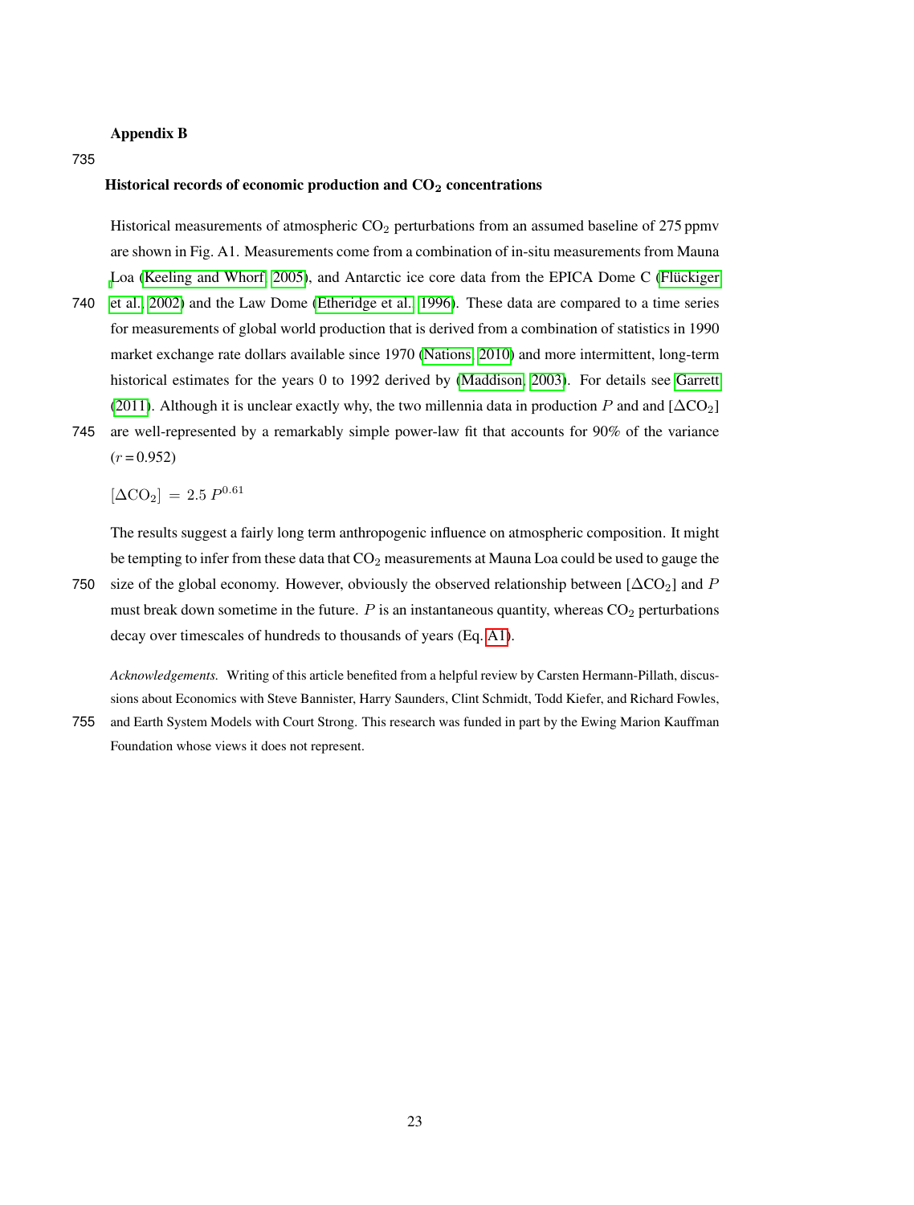## Appendix B

### Historical records of economic production and $CO_2$ concentrations

Historical measurements of atmospheric $CO_2$ perturbations from an assumed baseline of 275 ppmv are shown in Fig. A1. Measurements come from a combination of in-situ measurements from Mauna Loa (Keeling and Whorf, 2005), and Antarctic ice core data from the EPICA Dome C (Flückiger et al., 2002) and the Law Dome (Etheridge et al., 1996). These data are compared to a time series for measurements of global world production that is derived from a combination of statistics in 1990 market exchange rate dollars available since 1970 (Nations, 2010) and more intermittent, long-term historical estimates for the years 0 to 1992 derived by (Maddison, 2003). For details see Garrett (2011). Although it is unclear exactly why, the two millennia data in production $P$ and and $[\Delta CO_2]$ are well-represented by a remarkably simple power-law fit that accounts for 90% of the variance ($r = 0.952$)

$$[\Delta \mathrm{CO}_2] = 2.5\, P^{0.61}$$

The results suggest a fairly long term anthropogenic influence on atmospheric composition. It might be tempting to infer from these data that $CO_2$ measurements at Mauna Loa could be used to gauge the size of the global economy. However, obviously the observed relationship between $[\Delta CO_2]$ and $P$ must break down sometime in the future. $P$ is an instantaneous quantity, whereas $CO_2$ perturbations decay over timescales of hundreds to thousands of years (Eq. A1).

*Acknowledgements.* Writing of this article benefited from a helpful review by Carsten Hermann-Pillath, discussions about Economics with Steve Bannister, Harry Saunders, Clint Schmidt, Todd Kiefer, and Richard Fowles, and Earth System Models with Court Strong. This research was funded in part by the Ewing Marion Kauffman Foundation whose views it does not represent.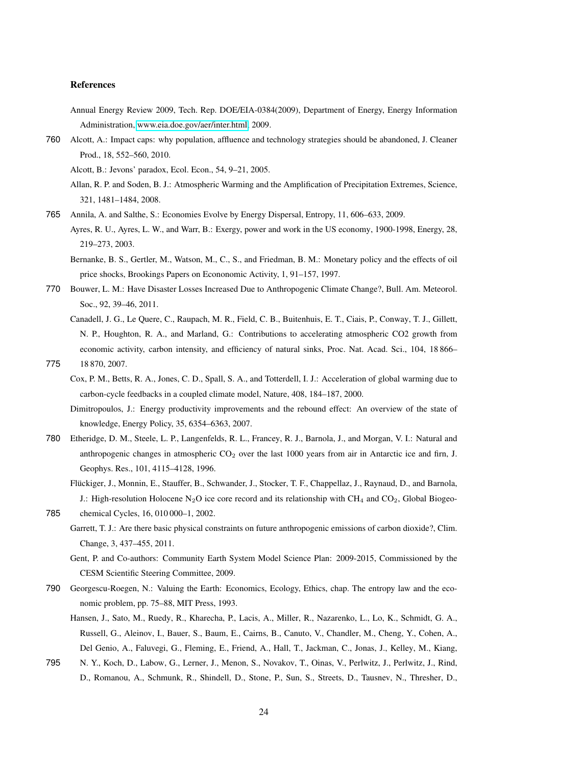## References

Annual Energy Review 2009, Tech. Rep. DOE/EIA-0384(2009), Department of Energy, Energy Information Administration, www.eia.doe.gov/aer/inter.html, 2009.

Alcott, A.: Impact caps: why population, affluence and technology strategies should be abandoned, J. Cleaner Prod., 18, 552–560, 2010.

Alcott, B.: Jevons' paradox, Ecol. Econ., 54, 9–21, 2005.

Allan, R. P. and Soden, B. J.: Atmospheric Warming and the Amplification of Precipitation Extremes, Science, 321, 1481–1484, 2008.

Annila, A. and Salthe, S.: Economies Evolve by Energy Dispersal, Entropy, 11, 606–633, 2009.

Ayres, R. U., Ayres, L. W., and Warr, B.: Exergy, power and work in the US economy, 1900-1998, Energy, 28, 219–273, 2003.

Bernanke, B. S., Gertler, M., Watson, M., C., S., and Friedman, B. M.: Monetary policy and the effects of oil price shocks, Brookings Papers on Econonomic Activity, 1, 91–157, 1997.

Bouwer, L. M.: Have Disaster Losses Increased Due to Anthropogenic Climate Change?, Bull. Am. Meteorol. Soc., 92, 39–46, 2011.

Canadell, J. G., Le Quere, C., Raupach, M. R., Field, C. B., Buitenhuis, E. T., Ciais, P., Conway, T. J., Gillett, N. P., Houghton, R. A., and Marland, G.: Contributions to accelerating atmospheric CO2 growth from economic activity, carbon intensity, and efficiency of natural sinks, Proc. Nat. Acad. Sci., 104, 18 866–18 870, 2007.

Cox, P. M., Betts, R. A., Jones, C. D., Spall, S. A., and Totterdell, I. J.: Acceleration of global warming due to carbon-cycle feedbacks in a coupled climate model, Nature, 408, 184–187, 2000.

Dimitropoulos, J.: Energy productivity improvements and the rebound effect: An overview of the state of knowledge, Energy Policy, 35, 6354–6363, 2007.

Etheridge, D. M., Steele, L. P., Langenfelds, R. L., Francey, R. J., Barnola, J., and Morgan, V. I.: Natural and anthropogenic changes in atmospheric $CO_2$ over the last 1000 years from air in Antarctic ice and firn, J. Geophys. Res., 101, 4115–4128, 1996.

Flückiger, J., Monnin, E., Stauffer, B., Schwander, J., Stocker, T. F., Chappellaz, J., Raynaud, D., and Barnola, J.: High-resolution Holocene $N_2O$ ice core record and its relationship with $CH_4$ and $CO_2$, Global Biogeochemical Cycles, 16, 010 000–1, 2002.

Garrett, T. J.: Are there basic physical constraints on future anthropogenic emissions of carbon dioxide?, Clim. Change, 3, 437–455, 2011.

Gent, P. and Co-authors: Community Earth System Model Science Plan: 2009-2015, Commissioned by the CESM Scientific Steering Committee, 2009.

Georgescu-Roegen, N.: Valuing the Earth: Economics, Ecology, Ethics, chap. The entropy law and the economic problem, pp. 75–88, MIT Press, 1993.

Hansen, J., Sato, M., Ruedy, R., Kharecha, P., Lacis, A., Miller, R., Nazarenko, L., Lo, K., Schmidt, G. A., Russell, G., Aleinov, I., Bauer, S., Baum, E., Cairns, B., Canuto, V., Chandler, M., Cheng, Y., Cohen, A., Del Genio, A., Faluvegi, G., Fleming, E., Friend, A., Hall, T., Jackman, C., Jonas, J., Kelley, M., Kiang, N. Y., Koch, D., Labow, G., Lerner, J., Menon, S., Novakov, T., Oinas, V., Perlwitz, J., Perlwitz, J., Rind, D., Romanou, A., Schmunk, R., Shindell, D., Stone, P., Sun, S., Streets, D., Tausnev, N., Thresher, D.,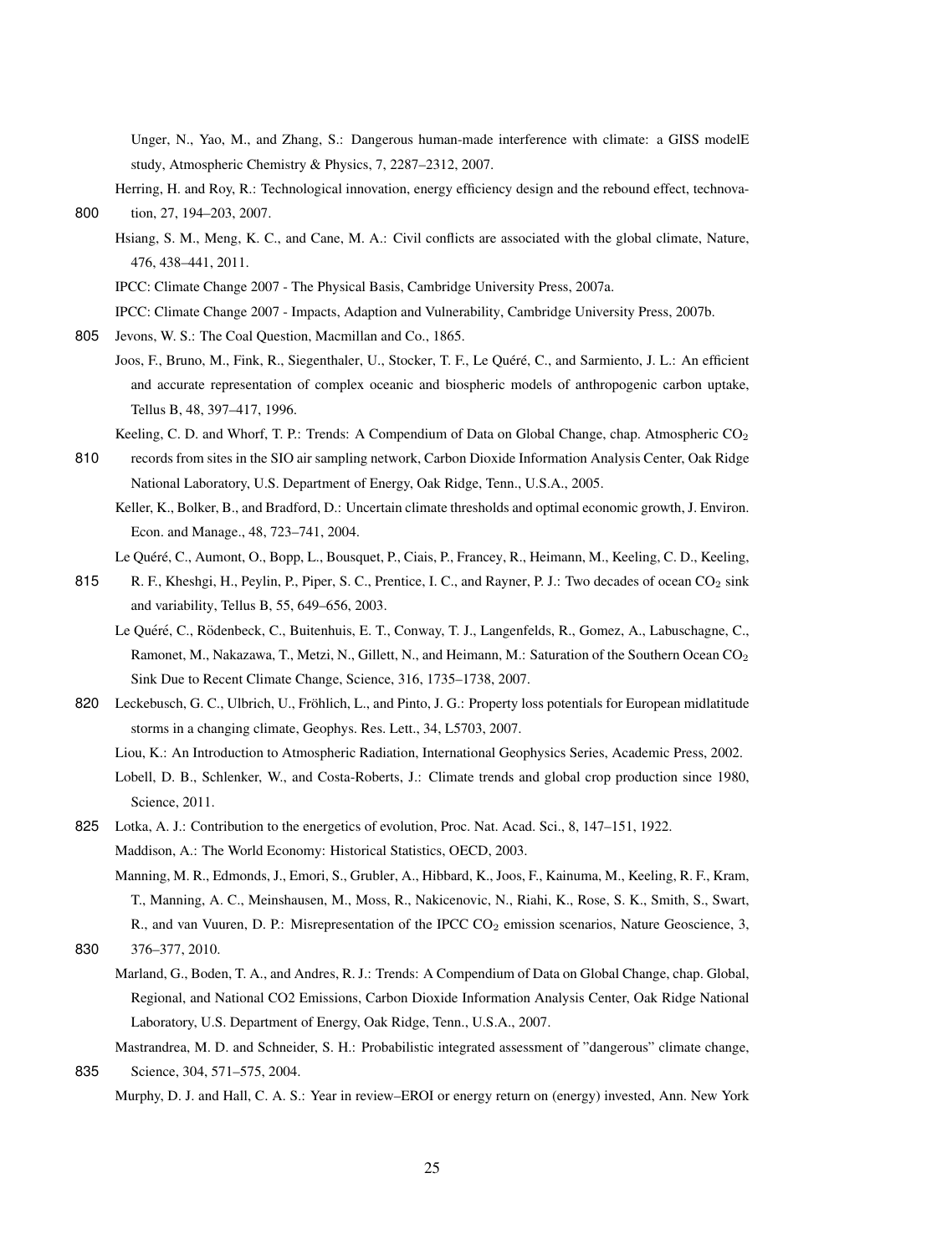Unger, N., Yao, M., and Zhang, S.: Dangerous human-made interference with climate: a GISS modelE study, Atmospheric Chemistry & Physics, 7, 2287–2312, 2007.

Herring, H. and Roy, R.: Technological innovation, energy efficiency design and the rebound effect, technovation, 27, 194–203, 2007.

Hsiang, S. M., Meng, K. C., and Cane, M. A.: Civil conflicts are associated with the global climate, Nature, 476, 438–441, 2011.

IPCC: Climate Change 2007 - The Physical Basis, Cambridge University Press, 2007a.

IPCC: Climate Change 2007 - Impacts, Adaption and Vulnerability, Cambridge University Press, 2007b.

Jevons, W. S.: The Coal Question, Macmillan and Co., 1865.

Joos, F., Bruno, M., Fink, R., Siegenthaler, U., Stocker, T. F., Le Quéré, C., and Sarmiento, J. L.: An efficient and accurate representation of complex oceanic and biospheric models of anthropogenic carbon uptake, Tellus B, 48, 397–417, 1996.

Keeling, C. D. and Whorf, T. P.: Trends: A Compendium of Data on Global Change, chap. Atmospheric $CO_2$ records from sites in the SIO air sampling network, Carbon Dioxide Information Analysis Center, Oak Ridge National Laboratory, U.S. Department of Energy, Oak Ridge, Tenn., U.S.A., 2005.

Keller, K., Bolker, B., and Bradford, D.: Uncertain climate thresholds and optimal economic growth, J. Environ. Econ. and Manage., 48, 723–741, 2004.

Le Quéré, C., Aumont, O., Bopp, L., Bousquet, P., Ciais, P., Francey, R., Heimann, M., Keeling, C. D., Keeling, R. F., Kheshgi, H., Peylin, P., Piper, S. C., Prentice, I. C., and Rayner, P. J.: Two decades of ocean $CO_2$ sink and variability, Tellus B, 55, 649–656, 2003.

Le Quéré, C., Rödenbeck, C., Buitenhuis, E. T., Conway, T. J., Langenfelds, R., Gomez, A., Labuschagne, C., Ramonet, M., Nakazawa, T., Metzi, N., Gillett, N., and Heimann, M.: Saturation of the Southern Ocean $CO_2$ Sink Due to Recent Climate Change, Science, 316, 1735–1738, 2007.

Leckebusch, G. C., Ulbrich, U., Fröhlich, L., and Pinto, J. G.: Property loss potentials for European midlatitude storms in a changing climate, Geophys. Res. Lett., 34, L5703, 2007.

Liou, K.: An Introduction to Atmospheric Radiation, International Geophysics Series, Academic Press, 2002.

Lobell, D. B., Schlenker, W., and Costa-Roberts, J.: Climate trends and global crop production since 1980, Science, 2011.

Lotka, A. J.: Contribution to the energetics of evolution, Proc. Nat. Acad. Sci., 8, 147–151, 1922.

Maddison, A.: The World Economy: Historical Statistics, OECD, 2003.

Manning, M. R., Edmonds, J., Emori, S., Grubler, A., Hibbard, K., Joos, F., Kainuma, M., Keeling, R. F., Kram, T., Manning, A. C., Meinshausen, M., Moss, R., Nakicenovic, N., Riahi, K., Rose, S. K., Smith, S., Swart, R., and van Vuuren, D. P.: Misrepresentation of the IPCC $CO_2$ emission scenarios, Nature Geoscience, 3, 376–377, 2010.

Marland, G., Boden, T. A., and Andres, R. J.: Trends: A Compendium of Data on Global Change, chap. Global, Regional, and National CO2 Emissions, Carbon Dioxide Information Analysis Center, Oak Ridge National Laboratory, U.S. Department of Energy, Oak Ridge, Tenn., U.S.A., 2007.

Mastrandrea, M. D. and Schneider, S. H.: Probabilistic integrated assessment of "dangerous" climate change, Science, 304, 571–575, 2004.

Murphy, D. J. and Hall, C. A. S.: Year in review–EROI or energy return on (energy) invested, Ann. New York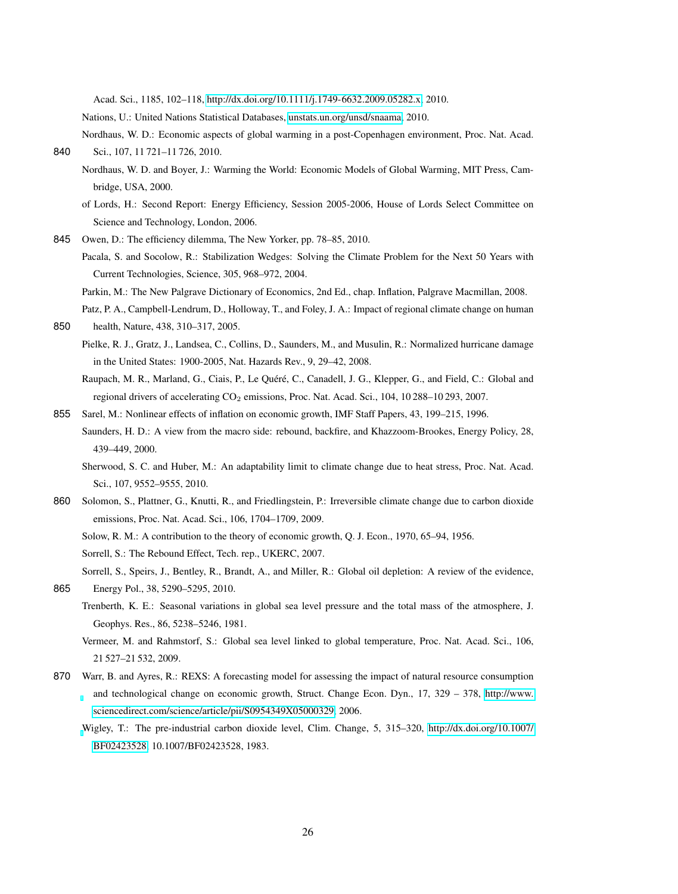Acad. Sci., 1185, 102–118, http://dx.doi.org/10.1111/j.1749-6632.2009.05282.x, 2010.

Nations, U.: United Nations Statistical Databases, unstats.un.org/unsd/snaama, 2010.

Nordhaus, W. D.: Economic aspects of global warming in a post-Copenhagen environment, Proc. Nat. Acad. Sci., 107, 11 721–11 726, 2010.

Nordhaus, W. D. and Boyer, J.: Warming the World: Economic Models of Global Warming, MIT Press, Cambridge, USA, 2000.

of Lords, H.: Second Report: Energy Efficiency, Session 2005-2006, House of Lords Select Committee on Science and Technology, London, 2006.

Owen, D.: The efficiency dilemma, The New Yorker, pp. 78–85, 2010.

Pacala, S. and Socolow, R.: Stabilization Wedges: Solving the Climate Problem for the Next 50 Years with Current Technologies, Science, 305, 968–972, 2004.

Parkin, M.: The New Palgrave Dictionary of Economics, 2nd Ed., chap. Inflation, Palgrave Macmillan, 2008.

Patz, P. A., Campbell-Lendrum, D., Holloway, T., and Foley, J. A.: Impact of regional climate change on human health, Nature, 438, 310–317, 2005.

Pielke, R. J., Gratz, J., Landsea, C., Collins, D., Saunders, M., and Musulin, R.: Normalized hurricane damage in the United States: 1900-2005, Nat. Hazards Rev., 9, 29–42, 2008.

Raupach, M. R., Marland, G., Ciais, P., Le Quéré, C., Canadell, J. G., Klepper, G., and Field, C.: Global and regional drivers of accelerating $CO_2$ emissions, Proc. Nat. Acad. Sci., 104, 10 288–10 293, 2007.

Sarel, M.: Nonlinear effects of inflation on economic growth, IMF Staff Papers, 43, 199–215, 1996.

Saunders, H. D.: A view from the macro side: rebound, backfire, and Khazzoom-Brookes, Energy Policy, 28, 439–449, 2000.

Sherwood, S. C. and Huber, M.: An adaptability limit to climate change due to heat stress, Proc. Nat. Acad. Sci., 107, 9552–9555, 2010.

Solomon, S., Plattner, G., Knutti, R., and Friedlingstein, P.: Irreversible climate change due to carbon dioxide emissions, Proc. Nat. Acad. Sci., 106, 1704–1709, 2009.

Solow, R. M.: A contribution to the theory of economic growth, Q. J. Econ., 1970, 65–94, 1956.

Sorrell, S.: The Rebound Effect, Tech. rep., UKERC, 2007.

Sorrell, S., Speirs, J., Bentley, R., Brandt, A., and Miller, R.: Global oil depletion: A review of the evidence, Energy Pol., 38, 5290–5295, 2010.

Trenberth, K. E.: Seasonal variations in global sea level pressure and the total mass of the atmosphere, J. Geophys. Res., 86, 5238–5246, 1981.

Vermeer, M. and Rahmstorf, S.: Global sea level linked to global temperature, Proc. Nat. Acad. Sci., 106, 21 527–21 532, 2009.

Warr, B. and Ayres, R.: REXS: A forecasting model for assessing the impact of natural resource consumption and technological change on economic growth, Struct. Change Econ. Dyn., 17, 329 – 378, http://www.sciencedirect.com/science/article/pii/S0954349X05000329, 2006.

Wigley, T.: The pre-industrial carbon dioxide level, Clim. Change, 5, 315–320, http://dx.doi.org/10.1007/BF02423528, 10.1007/BF02423528, 1983.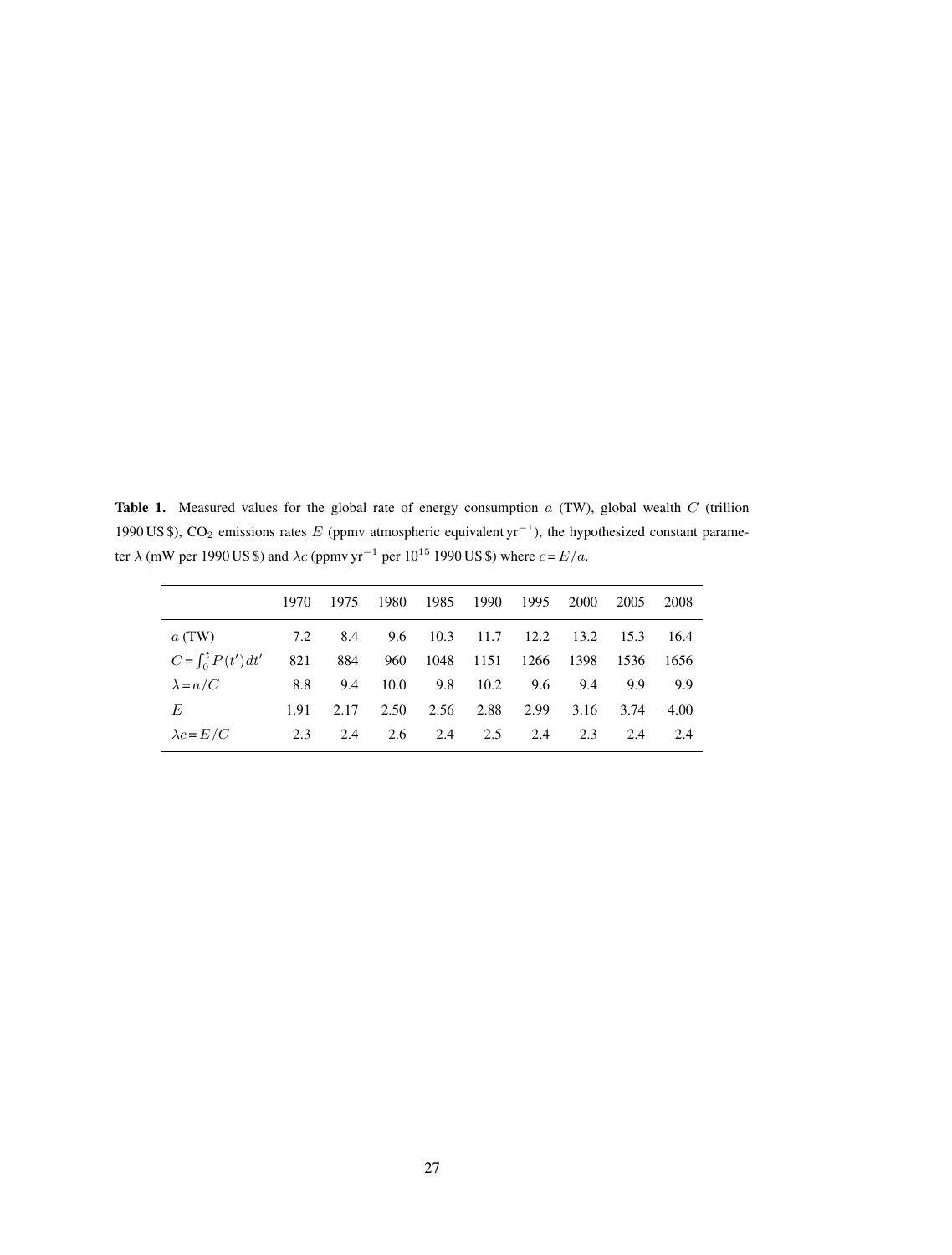**Table 1.** Measured values for the global rate of energy consumption $a$ (TW), global wealth $C$ (trillion 1990 US \$), $CO_2$ emissions rates $E$ (ppmv atmospheric equivalent $yr^{-1}$), the hypothesized constant parameter $\lambda$ (mW per 1990 US \$) and $\lambda c$ (ppmv $yr^{-1}$ per $10^{15}$ 1990 US \$) where $c = E/a$.

| | 1970 | 1975 | 1980 | 1985 | 1990 | 1995 | 2000 | 2005 | 2008 |
|---|---|---|---|---|---|---|---|---|---|
| $a$ (TW) | 7.2 | 8.4 | 9.6 | 10.3 | 11.7 | 12.2 | 13.2 | 15.3 | 16.4 |
| $C = \int_0^t P(t')\,dt'$ | 821 | 884 | 960 | 1048 | 1151 | 1266 | 1398 | 1536 | 1656 |
| $\lambda = a/C$ | 8.8 | 9.4 | 10.0 | 9.8 | 10.2 | 9.6 | 9.4 | 9.9 | 9.9 |
| $E$ | 1.91 | 2.17 | 2.50 | 2.56 | 2.88 | 2.99 | 3.16 | 3.74 | 4.00 |
| $\lambda c = E/C$ | 2.3 | 2.4 | 2.6 | 2.4 | 2.5 | 2.4 | 2.3 | 2.4 | 2.4 |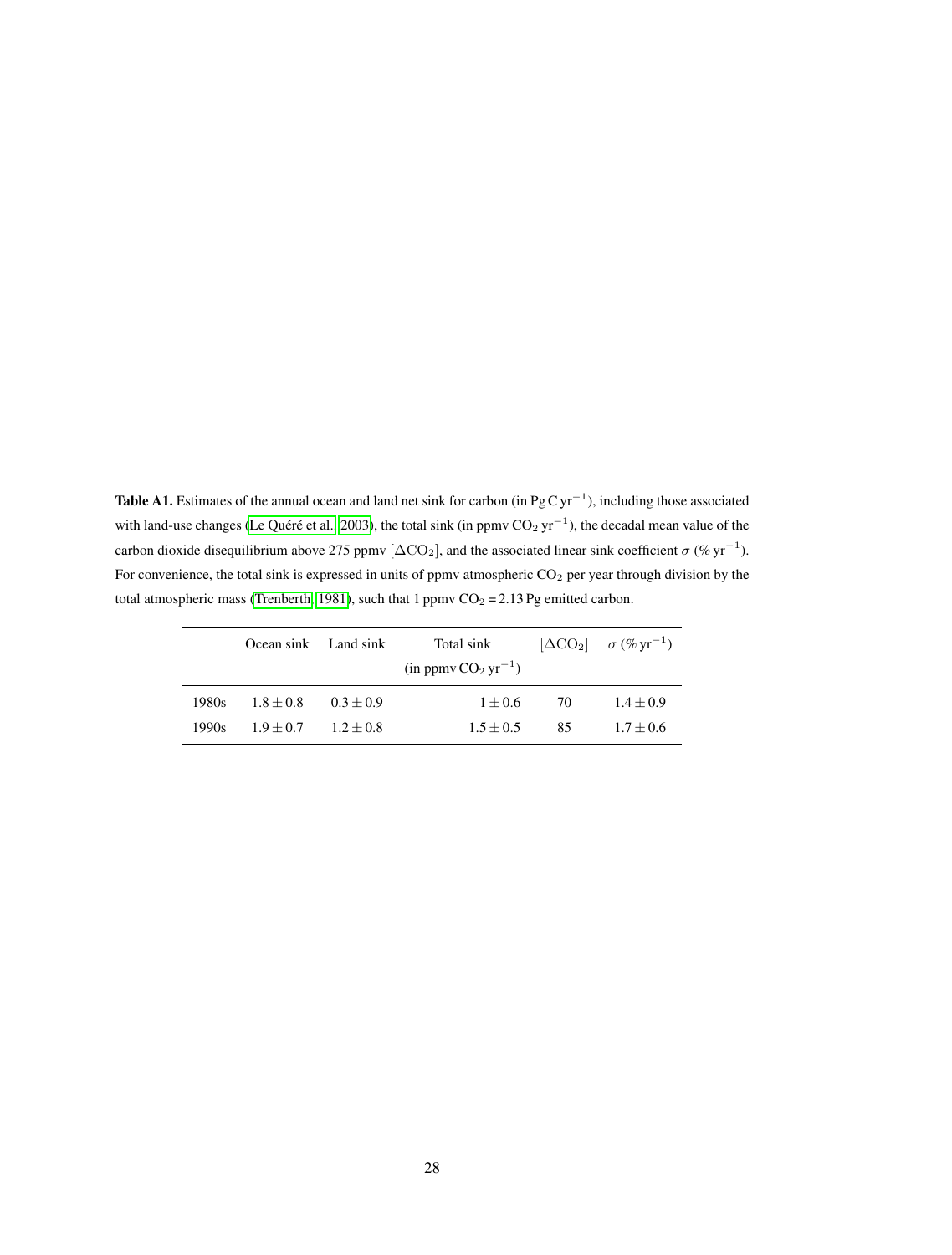**Table A1.** Estimates of the annual ocean and land net sink for carbon (in $\mathrm{Pg\,C\,yr^{-1}}$), including those associated with land-use changes (Le Quéré et al., 2003), the total sink (in ppmv $CO_2$ $\mathrm{yr^{-1}}$), the decadal mean value of the carbon dioxide disequilibrium above 275 ppmv $[\Delta\mathrm{CO_2}]$, and the associated linear sink coefficient $\sigma$ (% $\mathrm{yr^{-1}}$). For convenience, the total sink is expressed in units of ppmv atmospheric $CO_2$ per year through division by the total atmospheric mass (Trenberth, 1981), such that 1 ppmv $CO_2$ = 2.13 Pg emitted carbon.

| | Ocean sink | Land sink | Total sink (in ppmv $CO_2$ $\mathrm{yr^{-1}}$) | $[\Delta\mathrm{CO_2}]$ | $\sigma$ (% $\mathrm{yr^{-1}}$) |
|---|---|---|---|---|---|
| 1980s | $1.8 \pm 0.8$ | $0.3 \pm 0.9$ | $1 \pm 0.6$ | 70 | $1.4 \pm 0.9$ |
| 1990s | $1.9 \pm 0.7$ | $1.2 \pm 0.8$ | $1.5 \pm 0.5$ | 85 | $1.7 \pm 0.6$ |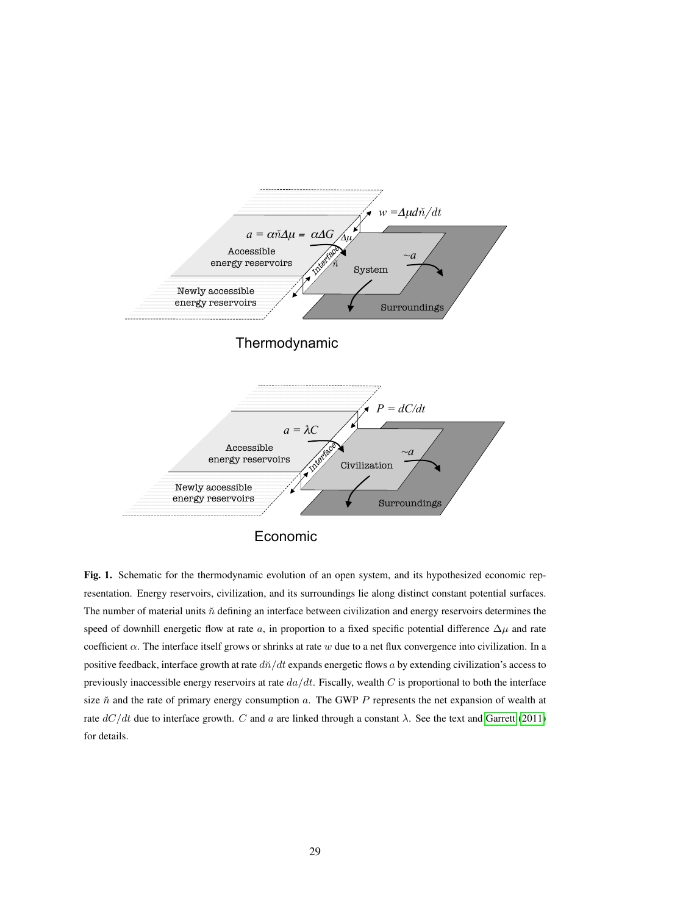**Fig. 1.** Schematic for the thermodynamic evolution of an open system, and its hypothesized economic representation. Energy reservoirs, civilization, and its surroundings lie along distinct constant potential surfaces. The number of material units $\breve{n}$ defining an interface between civilization and energy reservoirs determines the speed of downhill energetic flow at rate $a$, in proportion to a fixed specific potential difference $\Delta\mu$ and rate coefficient $\alpha$. The interface itself grows or shrinks at rate $w$ due to a net flux convergence into civilization. In a positive feedback, interface growth at rate $d\breve{n}/dt$ expands energetic flows $a$ by extending civilization's access to previously inaccessible energy reservoirs at rate $da/dt$. Fiscally, wealth $C$ is proportional to both the interface size $\breve{n}$ and the rate of primary energy consumption $a$. The GWP $P$ represents the net expansion of wealth at rate $dC/dt$ due to interface growth. $C$ and $a$ are linked through a constant $\lambda$. See the text and Garrett (2011) for details.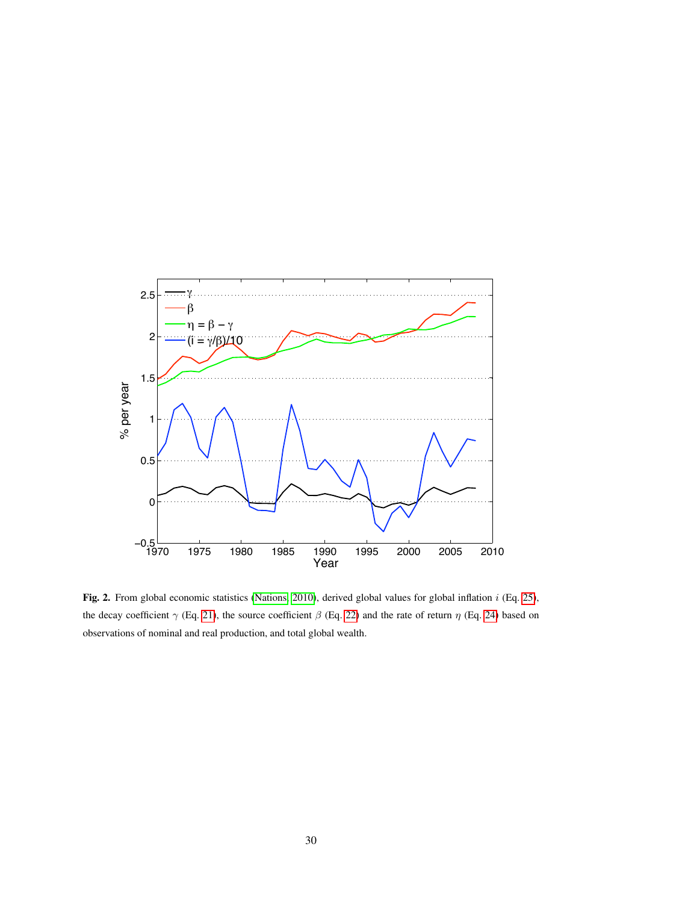**Fig. 2.** From global economic statistics (Nations, 2010), derived global values for global inflation $i$ (Eq. 25), the decay coefficient $\gamma$ (Eq. 21), the source coefficient $\beta$ (Eq. 22) and the rate of return $\eta$ (Eq. 24) based on observations of nominal and real production, and total global wealth.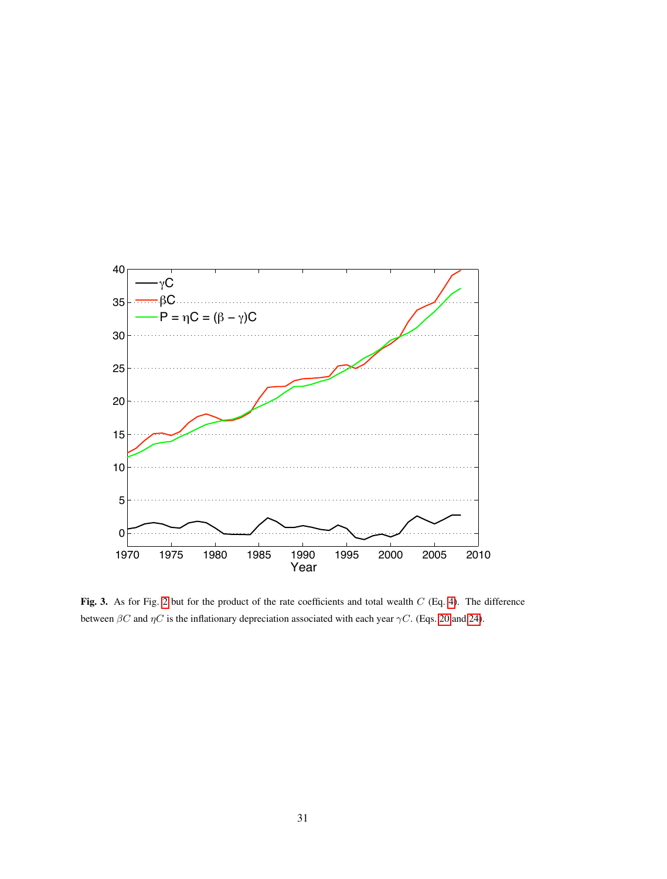**Fig. 3.** As for Fig. 2 but for the product of the rate coefficients and total wealth $C$ (Eq. 4). The difference between $\beta C$ and $\eta C$ is the inflationary depreciation associated with each year $\gamma C$. (Eqs. 20 and 24).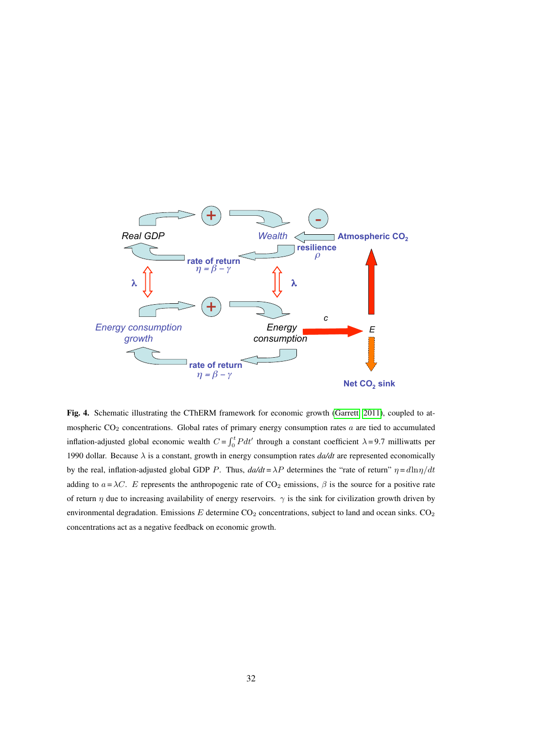**Fig. 4.** Schematic illustrating the CThERM framework for economic growth (Garrett, 2011), coupled to atmospheric $CO_2$ concentrations. Global rates of primary energy consumption rates $a$ are tied to accumulated inflation-adjusted global economic wealth $C = \int_0^t P dt'$ through a constant coefficient $\lambda = 9.7$ milliwatts per 1990 dollar. Because $\lambda$ is a constant, growth in energy consumption rates *da/dt* are represented economically by the real, inflation-adjusted global GDP $P$. Thus, *da/dt* $= \lambda P$ determines the "rate of return" $\eta = d\ln\eta/dt$ adding to $a = \lambda C$. $E$ represents the anthropogenic rate of $CO_2$ emissions, $\beta$ is the source for a positive rate of return $\eta$ due to increasing availability of energy reservoirs. $\gamma$ is the sink for civilization growth driven by environmental degradation. Emissions $E$ determine $CO_2$ concentrations, subject to land and ocean sinks. $CO_2$ concentrations act as a negative feedback on economic growth.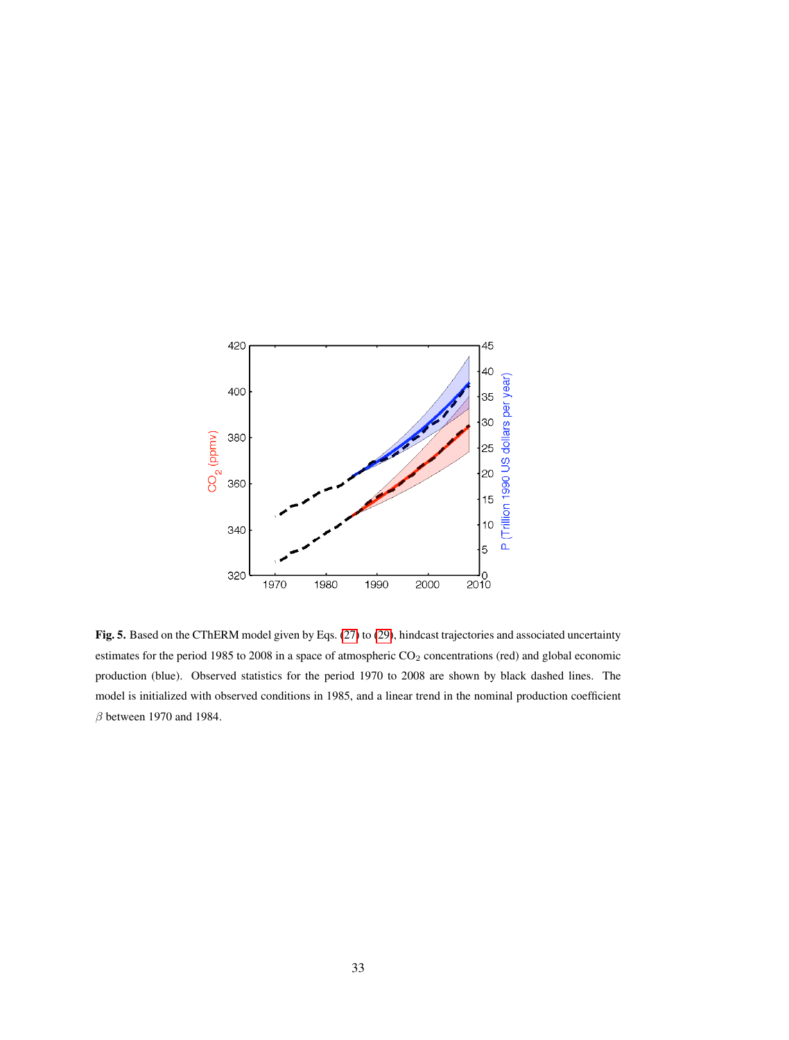**Fig. 5.** Based on the CThERM model given by Eqs. (27) to (29), hindcast trajectories and associated uncertainty estimates for the period 1985 to 2008 in a space of atmospheric $CO_2$ concentrations (red) and global economic production (blue). Observed statistics for the period 1970 to 2008 are shown by black dashed lines. The model is initialized with observed conditions in 1985, and a linear trend in the nominal production coefficient $\beta$ between 1970 and 1984.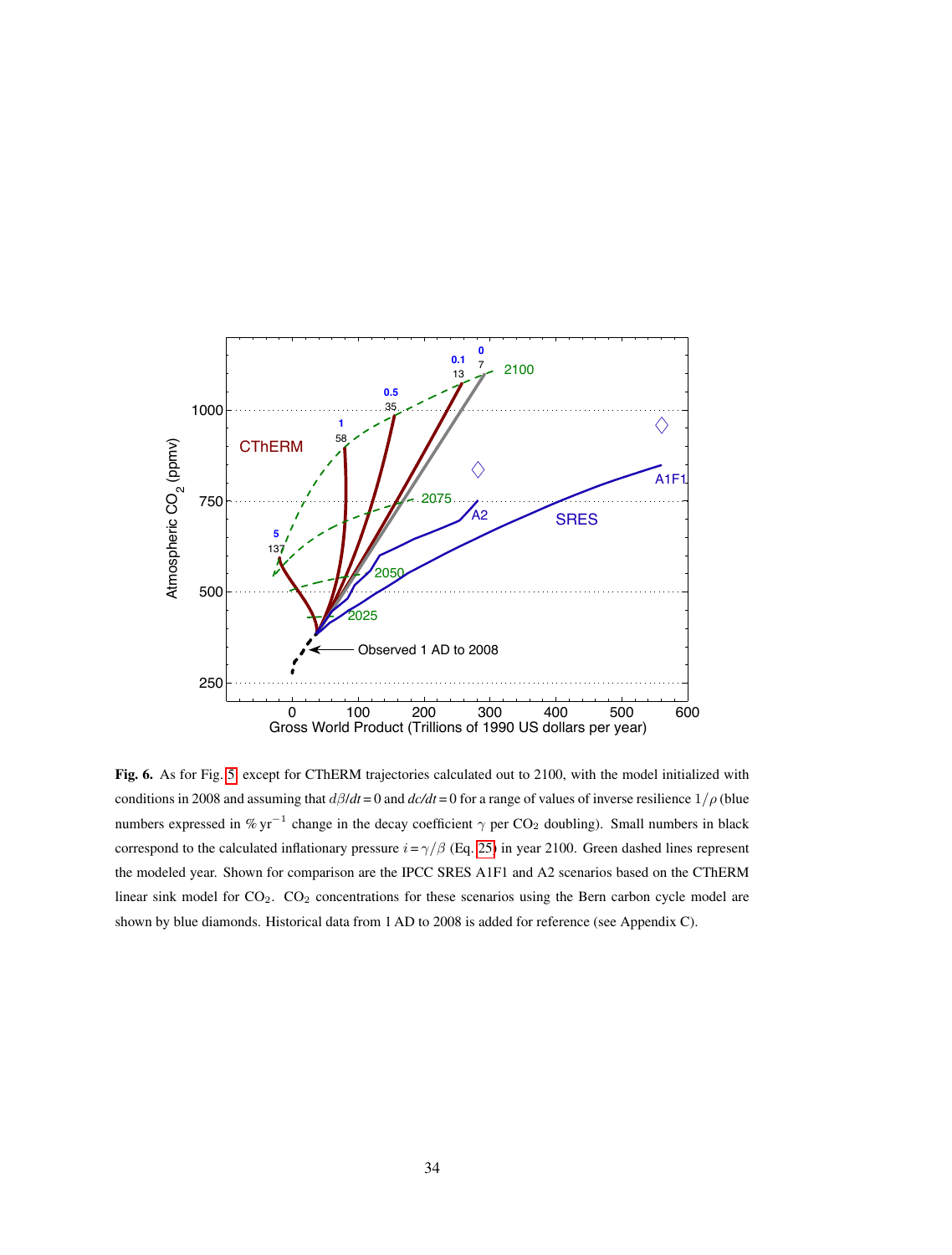**Fig. 6.** As for Fig. 5 except for CThERM trajectories calculated out to 2100, with the model initialized with conditions in 2008 and assuming that $d\beta/dt = 0$ and $dc/dt = 0$ for a range of values of inverse resilience $1/\rho$ (blue numbers expressed in $\%\,\mathrm{yr}^{-1}$ change in the decay coefficient $\gamma$ per $CO_2$ doubling). Small numbers in black correspond to the calculated inflationary pressure $i = \gamma/\beta$ (Eq. 25) in year 2100. Green dashed lines represent the modeled year. Shown for comparison are the IPCC SRES A1F1 and A2 scenarios based on the CThERM linear sink model for $CO_2$. $CO_2$ concentrations for these scenarios using the Bern carbon cycle model are shown by blue diamonds. Historical data from 1 AD to 2008 is added for reference (see Appendix C).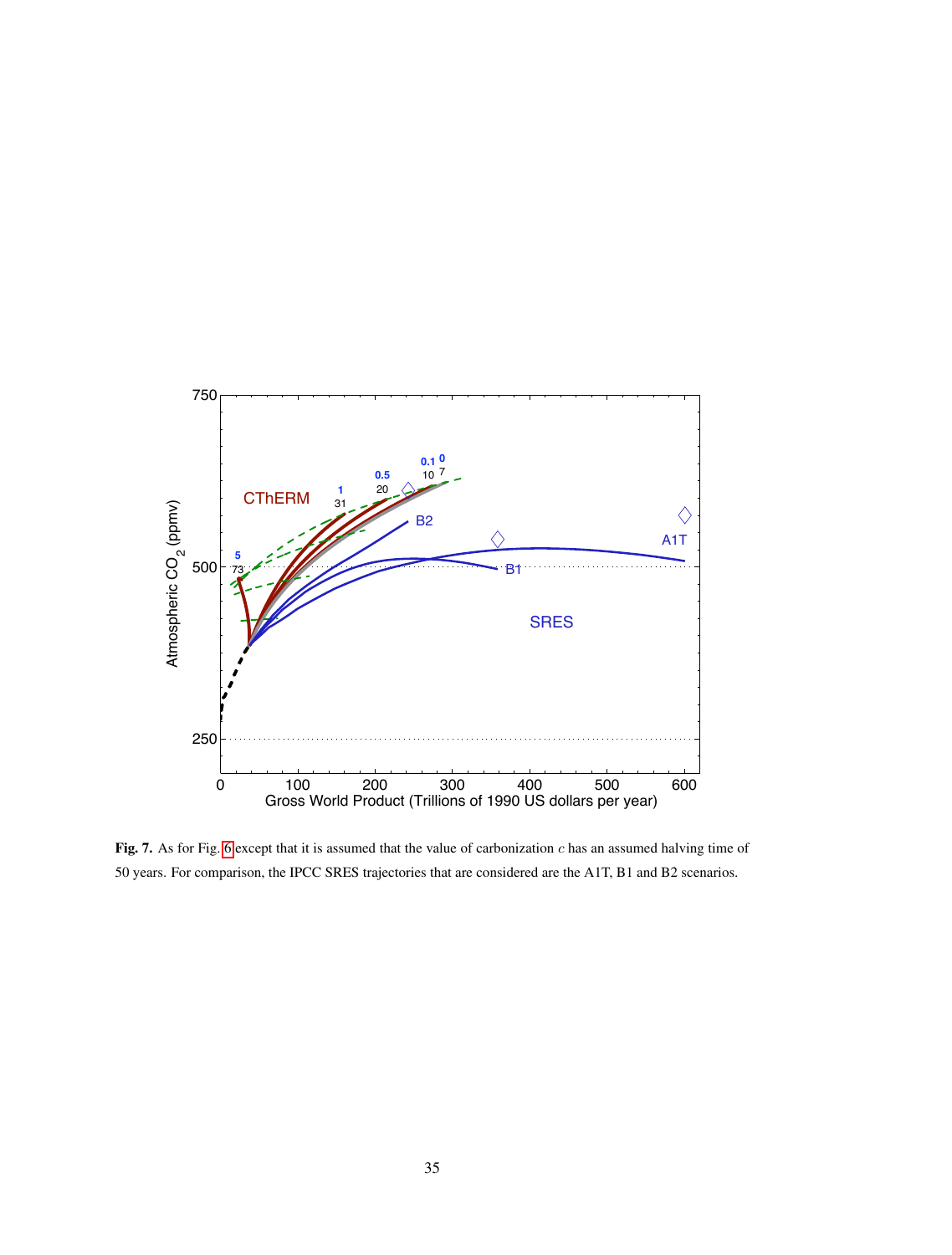**Fig. 7.** As for Fig. 6 except that it is assumed that the value of carbonization $c$ has an assumed halving time of 50 years. For comparison, the IPCC SRES trajectories that are considered are the A1T, B1 and B2 scenarios.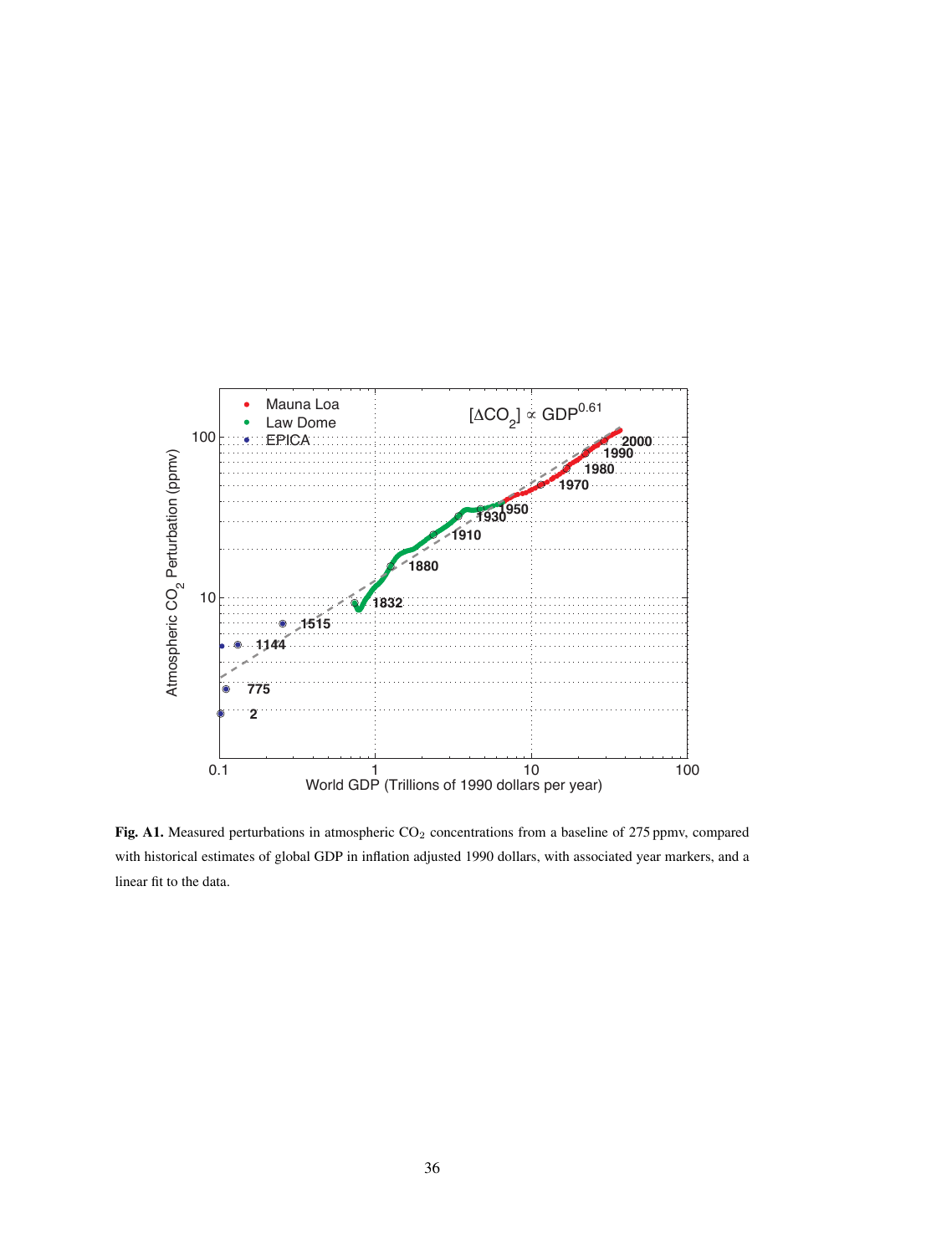Mauna Loa
Law Dome
EPICA

$[\Delta CO_2] \propto GDP^{0.61}$

100
10

Atmospheric $CO_2$ Perturbation (ppmv)

2000
1990
1980
1970
1950
1930
1910
1880
1832
1515
1144
775
2

0.1
1
10
100

World GDP (Trillions of 1990 dollars per year)

**Fig. A1.** Measured perturbations in atmospheric $CO_2$ concentrations from a baseline of 275 ppmv, compared with historical estimates of global GDP in inflation adjusted 1990 dollars, with associated year markers, and a linear fit to the data.